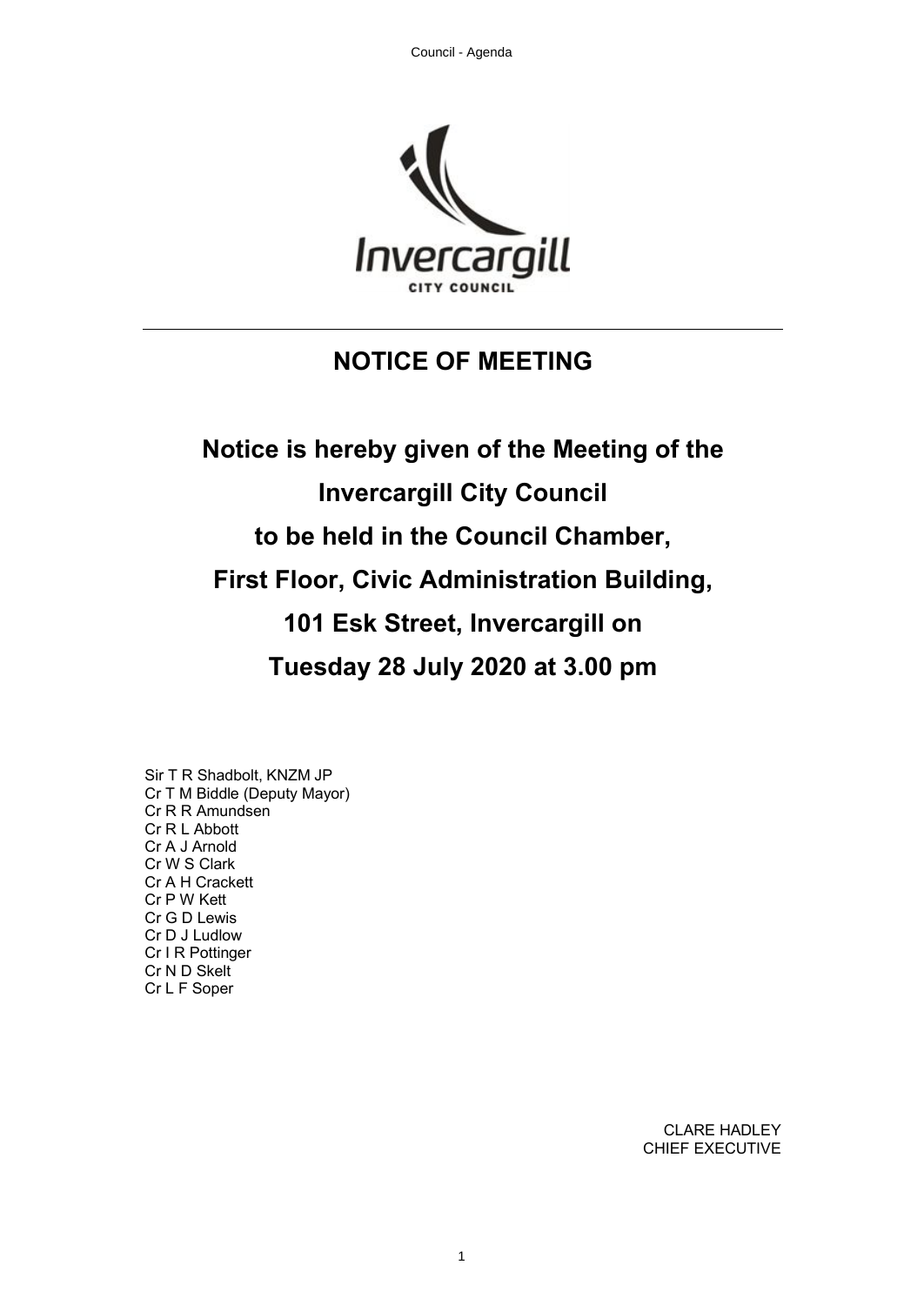# NOTICE OF MEETING

## Notice is hereby given of the Meeting of the Invercargill City Council to be held in the Council Chamber, First Floor, Civic Administration Building, 101 Esk Street, Invercargill on Tuesday 28 July 2020 at 3.00 pm

Sir T R Shadbolt, KNZM JP
Cr T M Biddle (Deputy Mayor)
Cr R R Amundsen
Cr R L Abbott
Cr A J Arnold
Cr W S Clark
Cr A H Crackett
Cr P W Kett
Cr G D Lewis
Cr D J Ludlow
Cr I R Pottinger
Cr N D Skelt
Cr L F Soper

CLARE HADLEY
CHIEF EXECUTIVE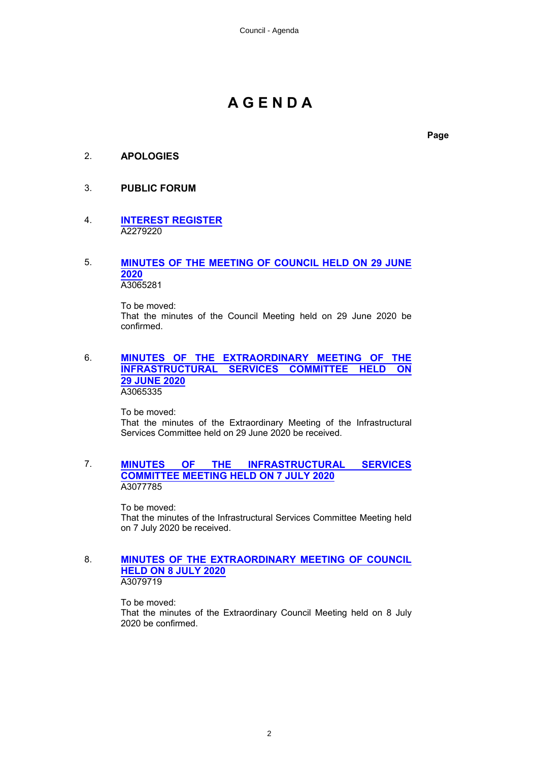# AGENDA

**Page**

2. **APOLOGIES**

3. **PUBLIC FORUM**

4. **INTEREST REGISTER**
A2279220

5. **MINUTES OF THE MEETING OF COUNCIL HELD ON 29 JUNE 2020**
A3065281

   To be moved:
   That the minutes of the Council Meeting held on 29 June 2020 be confirmed.

6. **MINUTES OF THE EXTRAORDINARY MEETING OF THE INFRASTRUCTURAL SERVICES COMMITTEE HELD ON 29 JUNE 2020**
A3065335

   To be moved:
   That the minutes of the Extraordinary Meeting of the Infrastructural Services Committee held on 29 June 2020 be received.

7. **MINUTES OF THE INFRASTRUCTURAL SERVICES COMMITTEE MEETING HELD ON 7 JULY 2020**
A3077785

   To be moved:
   That the minutes of the Infrastructural Services Committee Meeting held on 7 July 2020 be received.

8. **MINUTES OF THE EXTRAORDINARY MEETING OF COUNCIL HELD ON 8 JULY 2020**
A3079719

   To be moved:
   That the minutes of the Extraordinary Council Meeting held on 8 July 2020 be confirmed.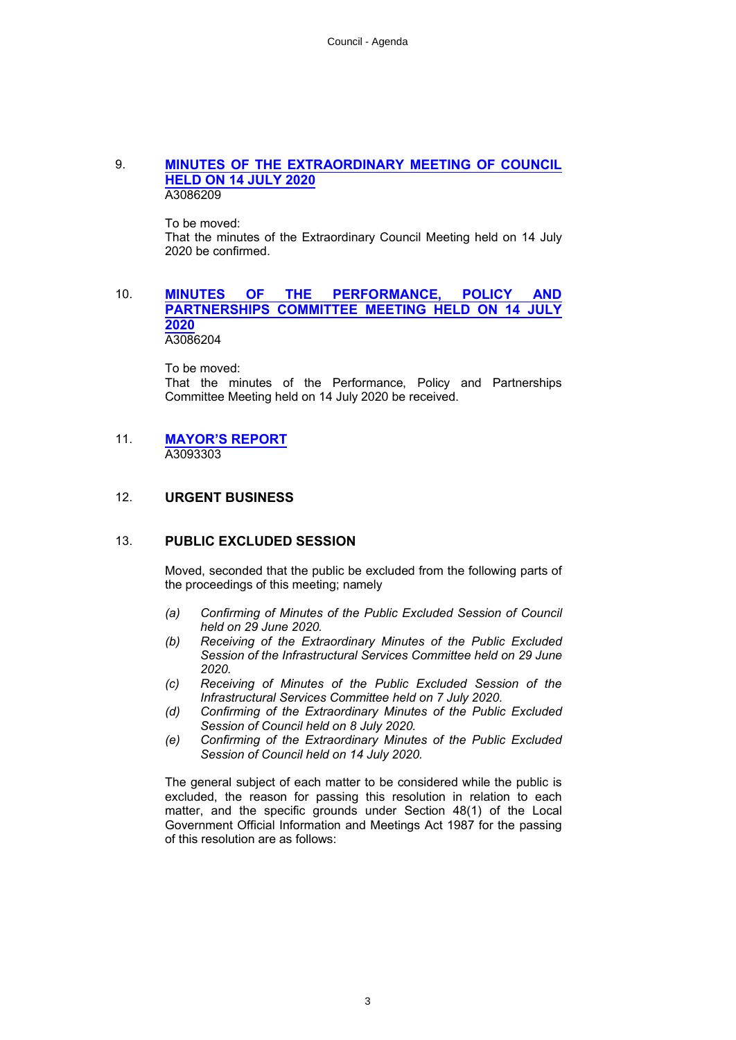9. **MINUTES OF THE EXTRAORDINARY MEETING OF COUNCIL HELD ON 14 JULY 2020**
A3086209

To be moved:
That the minutes of the Extraordinary Council Meeting held on 14 July 2020 be confirmed.

10. **MINUTES OF THE PERFORMANCE, POLICY AND PARTNERSHIPS COMMITTEE MEETING HELD ON 14 JULY 2020**
A3086204

To be moved:
That the minutes of the Performance, Policy and Partnerships Committee Meeting held on 14 July 2020 be received.

11. **MAYOR'S REPORT**
A3093303

12. **URGENT BUSINESS**

13. **PUBLIC EXCLUDED SESSION**

Moved, seconded that the public be excluded from the following parts of the proceedings of this meeting; namely

*(a) Confirming of Minutes of the Public Excluded Session of Council held on 29 June 2020.*
*(b) Receiving of the Extraordinary Minutes of the Public Excluded Session of the Infrastructural Services Committee held on 29 June 2020.*
*(c) Receiving of Minutes of the Public Excluded Session of the Infrastructural Services Committee held on 7 July 2020.*
*(d) Confirming of the Extraordinary Minutes of the Public Excluded Session of Council held on 8 July 2020.*
*(e) Confirming of the Extraordinary Minutes of the Public Excluded Session of Council held on 14 July 2020.*

The general subject of each matter to be considered while the public is excluded, the reason for passing this resolution in relation to each matter, and the specific grounds under Section 48(1) of the Local Government Official Information and Meetings Act 1987 for the passing of this resolution are as follows: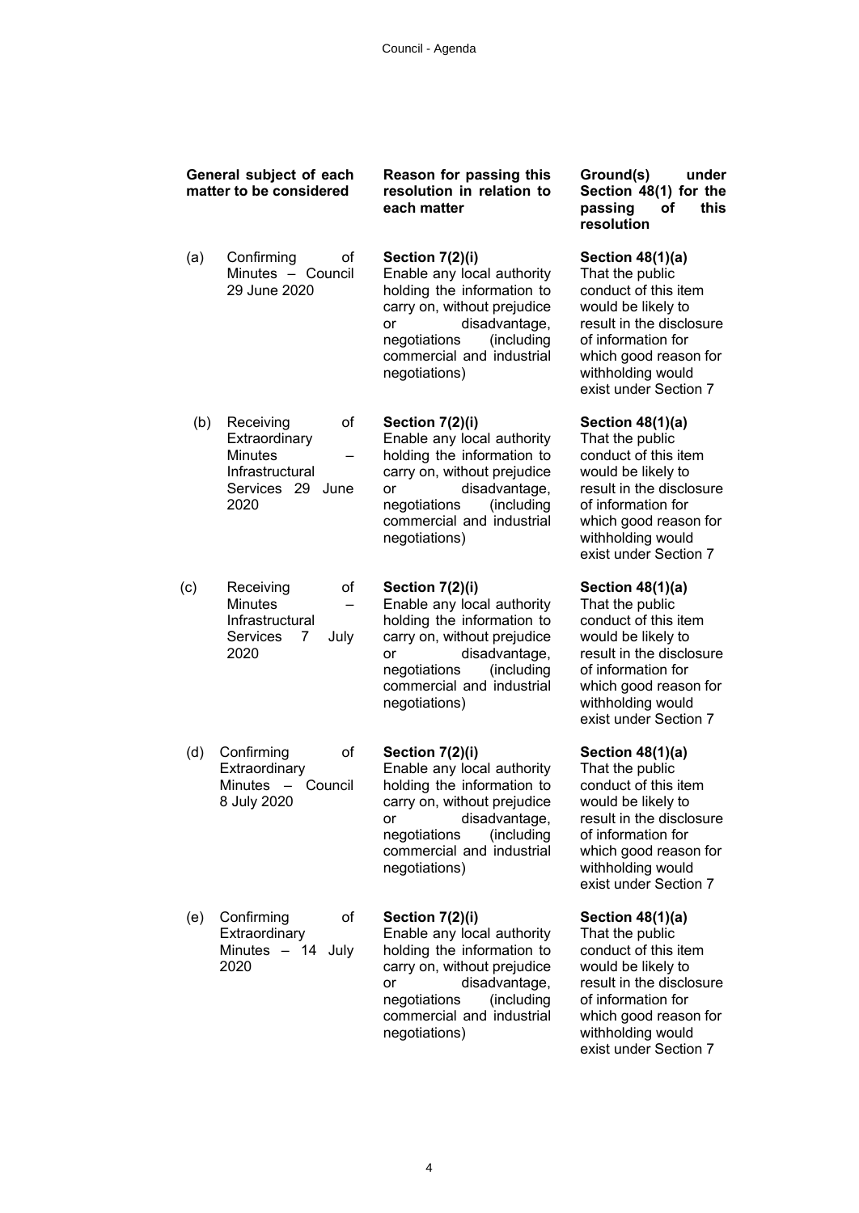| General subject of each matter to be considered | Reason for passing this resolution in relation to each matter | Ground(s) under Section 48(1) for the passing of this resolution |
|---|---|---|
| (a) Confirming of Minutes – Council 29 June 2020 | **Section 7(2)(i)** Enable any local authority holding the information to carry on, without prejudice or disadvantage, negotiations (including commercial and industrial negotiations) | **Section 48(1)(a)** That the public conduct of this item would be likely to result in the disclosure of information for which good reason for withholding would exist under Section 7 |
| (b) Receiving of Extraordinary Minutes – Infrastructural Services 29 June 2020 | **Section 7(2)(i)** Enable any local authority holding the information to carry on, without prejudice or disadvantage, negotiations (including commercial and industrial negotiations) | **Section 48(1)(a)** That the public conduct of this item would be likely to result in the disclosure of information for which good reason for withholding would exist under Section 7 |
| (c) Receiving of Minutes – Infrastructural Services 7 July 2020 | **Section 7(2)(i)** Enable any local authority holding the information to carry on, without prejudice or disadvantage, negotiations (including commercial and industrial negotiations) | **Section 48(1)(a)** That the public conduct of this item would be likely to result in the disclosure of information for which good reason for withholding would exist under Section 7 |
| (d) Confirming of Extraordinary Minutes – Council 8 July 2020 | **Section 7(2)(i)** Enable any local authority holding the information to carry on, without prejudice or disadvantage, negotiations (including commercial and industrial negotiations) | **Section 48(1)(a)** That the public conduct of this item would be likely to result in the disclosure of information for which good reason for withholding would exist under Section 7 |
| (e) Confirming of Extraordinary Minutes – 14 July 2020 | **Section 7(2)(i)** Enable any local authority holding the information to carry on, without prejudice or disadvantage, negotiations (including commercial and industrial negotiations) | **Section 48(1)(a)** That the public conduct of this item would be likely to result in the disclosure of information for which good reason for withholding would exist under Section 7 |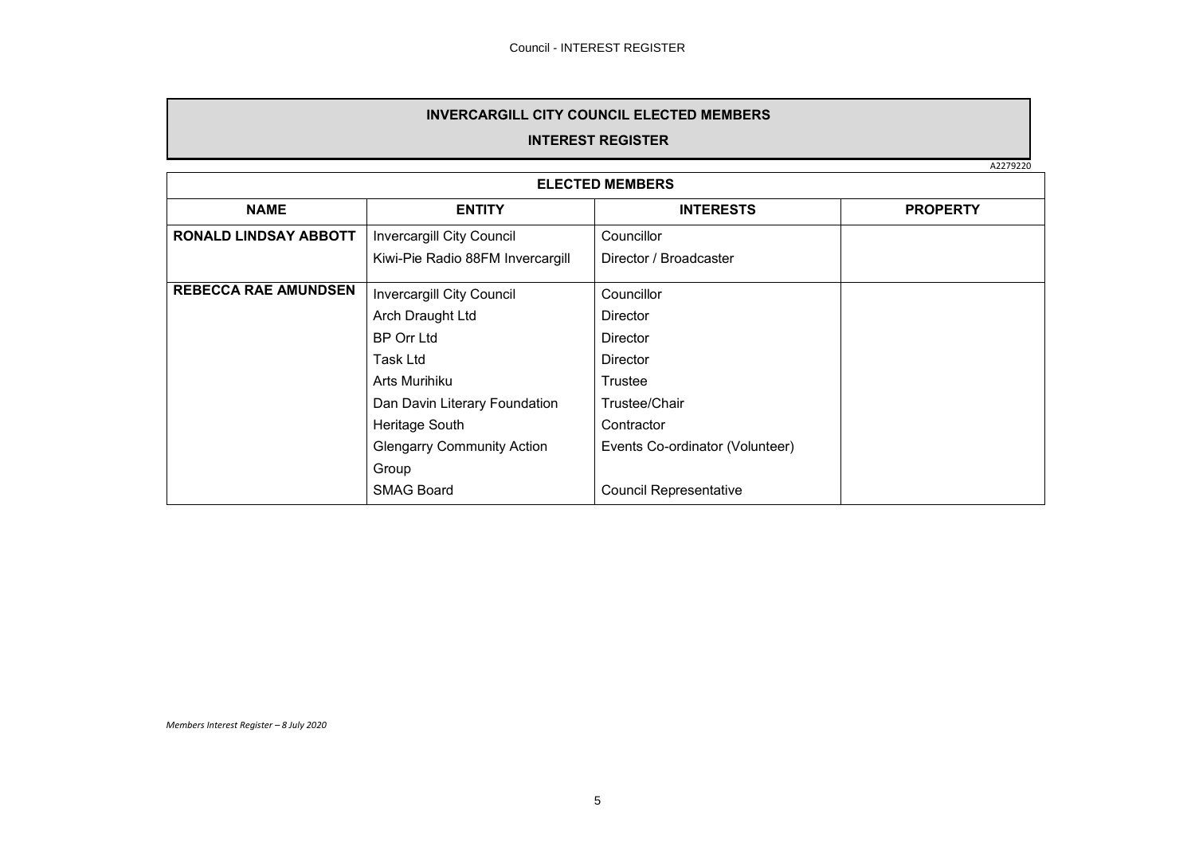# INVERCARGILL CITY COUNCIL ELECTED MEMBERS

## INTEREST REGISTER

A2279220

| ELECTED MEMBERS | | | |
|---|---|---|---|
| **NAME** | **ENTITY** | **INTERESTS** | **PROPERTY** |
| **RONALD LINDSAY ABBOTT** | Invercargill City Council | Councillor | |
| | Kiwi-Pie Radio 88FM Invercargill | Director / Broadcaster | |
| **REBECCA RAE AMUNDSEN** | Invercargill City Council | Councillor | |
| | Arch Draught Ltd | Director | |
| | BP Orr Ltd | Director | |
| | Task Ltd | Director | |
| | Arts Murihiku | Trustee | |
| | Dan Davin Literary Foundation | Trustee/Chair | |
| | Heritage South | Contractor | |
| | Glengarry Community Action Group | Events Co-ordinator (Volunteer) | |
| | SMAG Board | Council Representative | |

*Members Interest Register – 8 July 2020*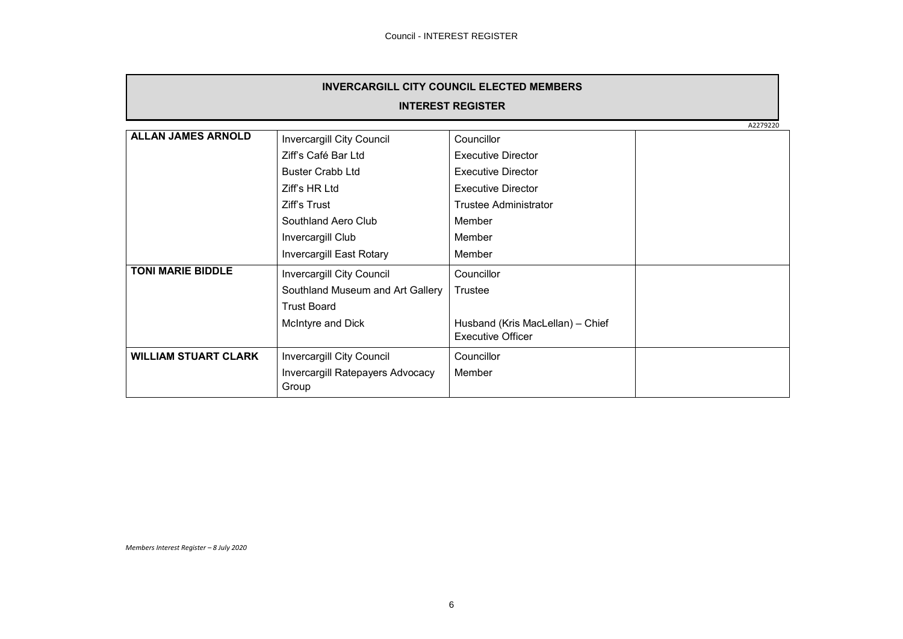## INVERCARGILL CITY COUNCIL ELECTED MEMBERS

## INTEREST REGISTER

A2279220

| | | | |
|---|---|---|---|
| **ALLAN JAMES ARNOLD** | Invercargill City Council | Councillor | |
| | Ziff's Café Bar Ltd | Executive Director | |
| | Buster Crabb Ltd | Executive Director | |
| | Ziff's HR Ltd | Executive Director | |
| | Ziff's Trust | Trustee Administrator | |
| | Southland Aero Club | Member | |
| | Invercargill Club | Member | |
| | Invercargill East Rotary | Member | |
| **TONI MARIE BIDDLE** | Invercargill City Council | Councillor | |
| | Southland Museum and Art Gallery Trust Board | Trustee | |
| | McIntyre and Dick | Husband (Kris MacLellan) – Chief Executive Officer | |
| **WILLIAM STUART CLARK** | Invercargill City Council | Councillor | |
| | Invercargill Ratepayers Advocacy Group | Member | |

*Members Interest Register – 8 July 2020*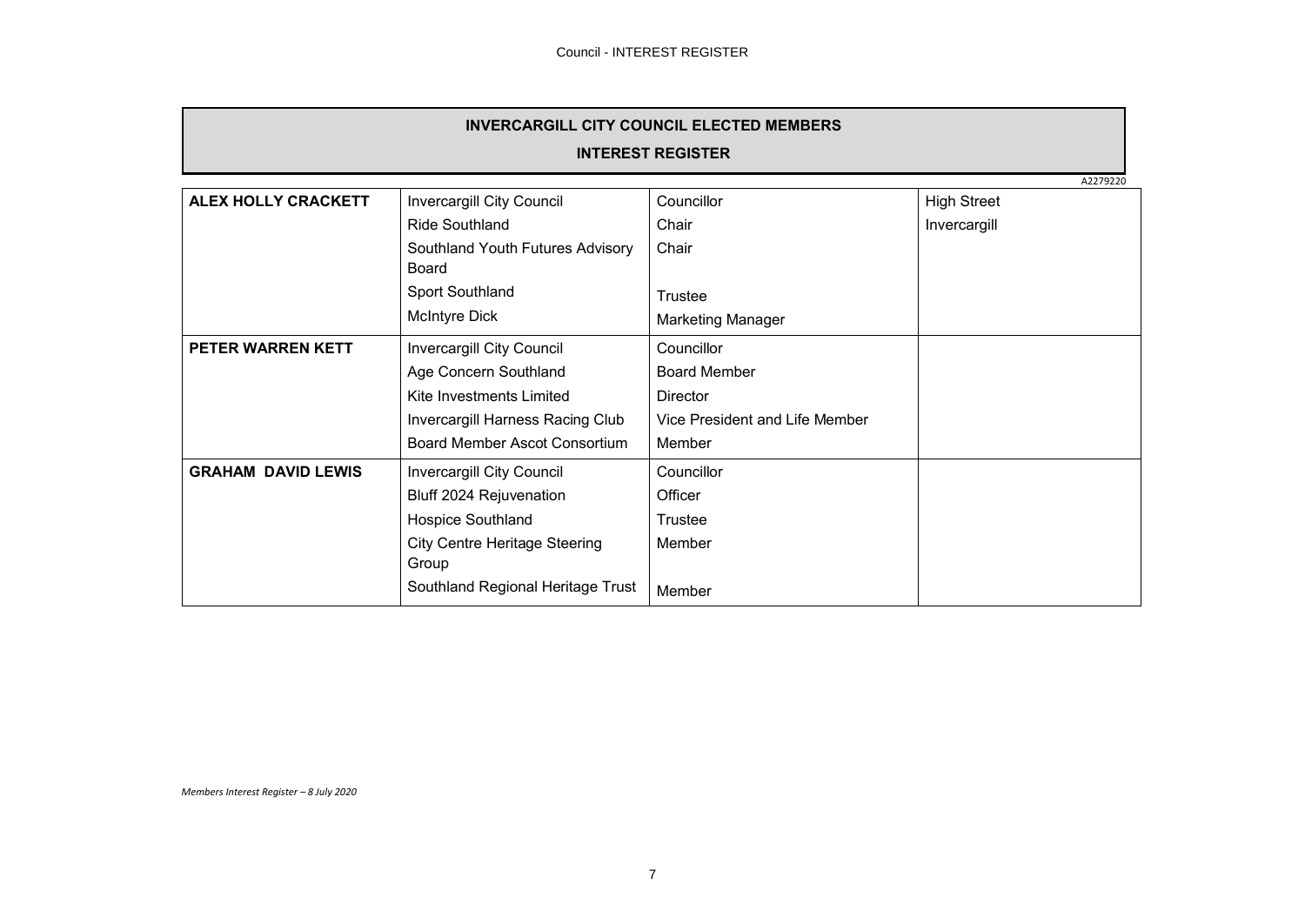# INVERCARGILL CITY COUNCIL ELECTED MEMBERS

## INTEREST REGISTER

A2279220

| | | | |
|---|---|---|---|
| **ALEX HOLLY CRACKETT** | Invercargill City Council | Councillor | High Street |
| | Ride Southland | Chair | Invercargill |
| | Southland Youth Futures Advisory Board | Chair | |
| | Sport Southland | Trustee | |
| | McIntyre Dick | Marketing Manager | |
| **PETER WARREN KETT** | Invercargill City Council | Councillor | |
| | Age Concern Southland | Board Member | |
| | Kite Investments Limited | Director | |
| | Invercargill Harness Racing Club | Vice President and Life Member | |
| | Board Member Ascot Consortium | Member | |
| **GRAHAM DAVID LEWIS** | Invercargill City Council | Councillor | |
| | Bluff 2024 Rejuvenation | Officer | |
| | Hospice Southland | Trustee | |
| | City Centre Heritage Steering Group | Member | |
| | Southland Regional Heritage Trust | Member | |

*Members Interest Register – 8 July 2020*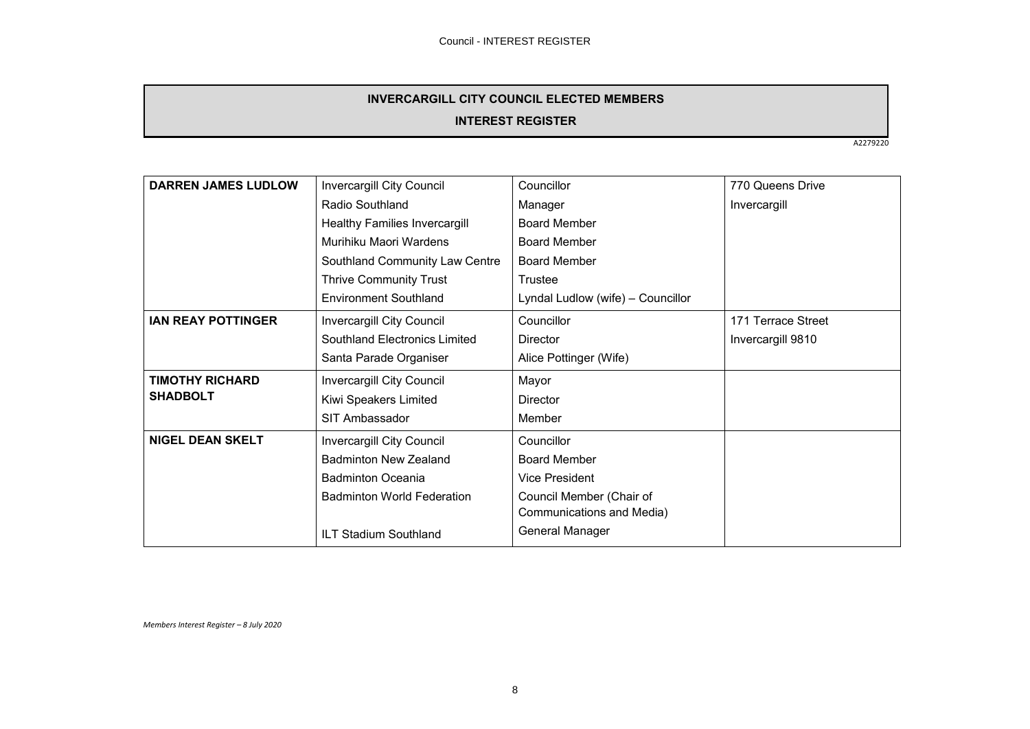## INVERCARGILL CITY COUNCIL ELECTED MEMBERS

## INTEREST REGISTER

A2279220

| | | | |
|---|---|---|---|
| **DARREN JAMES LUDLOW** | Invercargill City Council | Councillor | 770 Queens Drive |
| | Radio Southland | Manager | Invercargill |
| | Healthy Families Invercargill | Board Member | |
| | Murihiku Maori Wardens | Board Member | |
| | Southland Community Law Centre | Board Member | |
| | Thrive Community Trust | Trustee | |
| | Environment Southland | Lyndal Ludlow (wife) – Councillor | |
| **IAN REAY POTTINGER** | Invercargill City Council | Councillor | 171 Terrace Street |
| | Southland Electronics Limited | Director | Invercargill 9810 |
| | Santa Parade Organiser | Alice Pottinger (Wife) | |
| **TIMOTHY RICHARD SHADBOLT** | Invercargill City Council | Mayor | |
| | Kiwi Speakers Limited | Director | |
| | SIT Ambassador | Member | |
| **NIGEL DEAN SKELT** | Invercargill City Council | Councillor | |
| | Badminton New Zealand | Board Member | |
| | Badminton Oceania | Vice President | |
| | Badminton World Federation | Council Member (Chair of Communications and Media) | |
| | ILT Stadium Southland | General Manager | |

*Members Interest Register – 8 July 2020*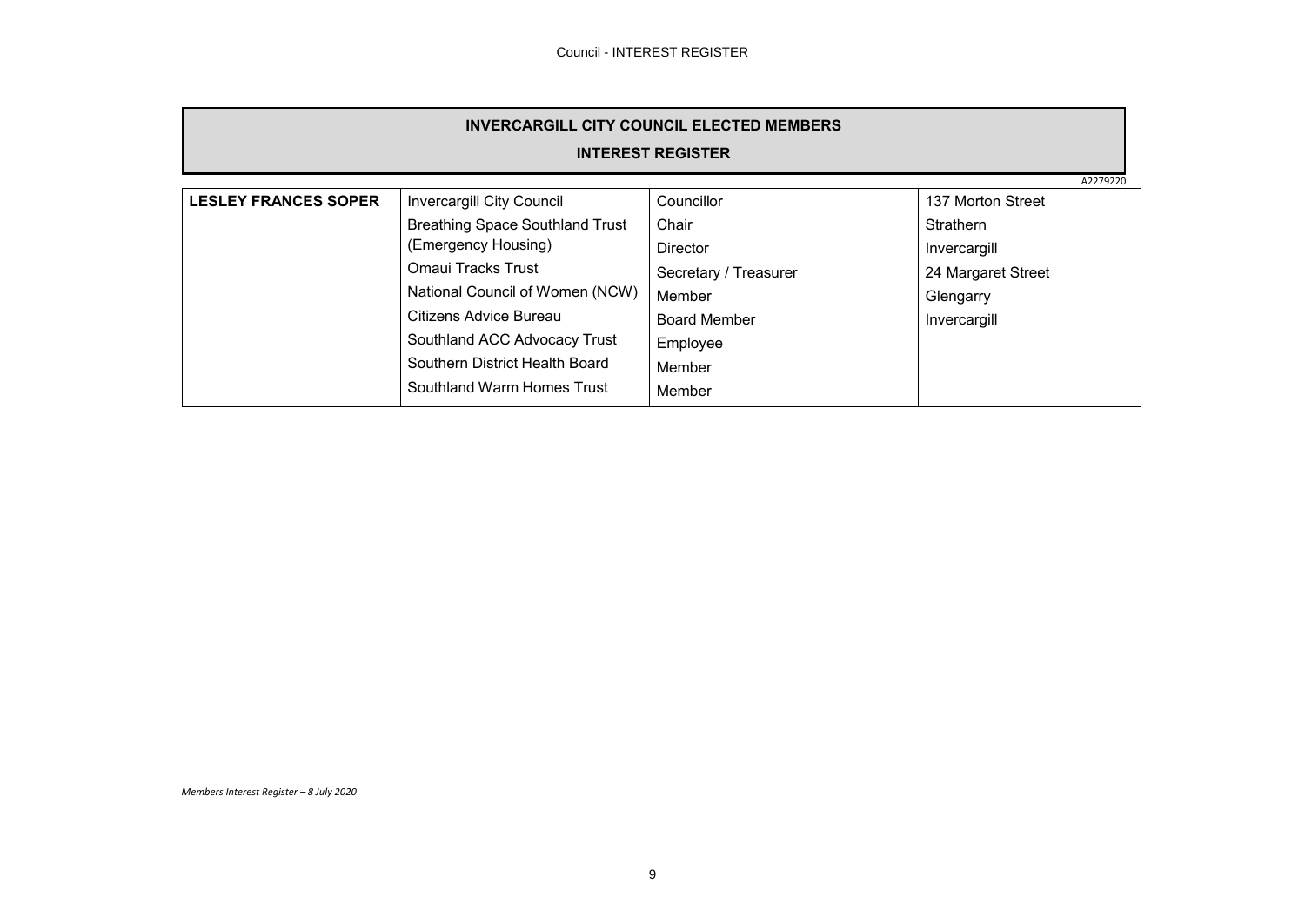## INVERCARGILL CITY COUNCIL ELECTED MEMBERS

## INTEREST REGISTER

A2279220

| | | | |
|---|---|---|---|
| **LESLEY FRANCES SOPER** | Invercargill City Council | Councillor | 137 Morton Street |
| | Breathing Space Southland Trust (Emergency Housing) | Chair | Strathern |
| | Omaui Tracks Trust | Director | Invercargill |
| | National Council of Women (NCW) | Secretary / Treasurer | 24 Margaret Street |
| | Citizens Advice Bureau | Member | Glengarry |
| | Southland ACC Advocacy Trust | Board Member | Invercargill |
| | Southern District Health Board | Employee | |
| | Southland Warm Homes Trust | Member | |
| | | Member | |

*Members Interest Register – 8 July 2020*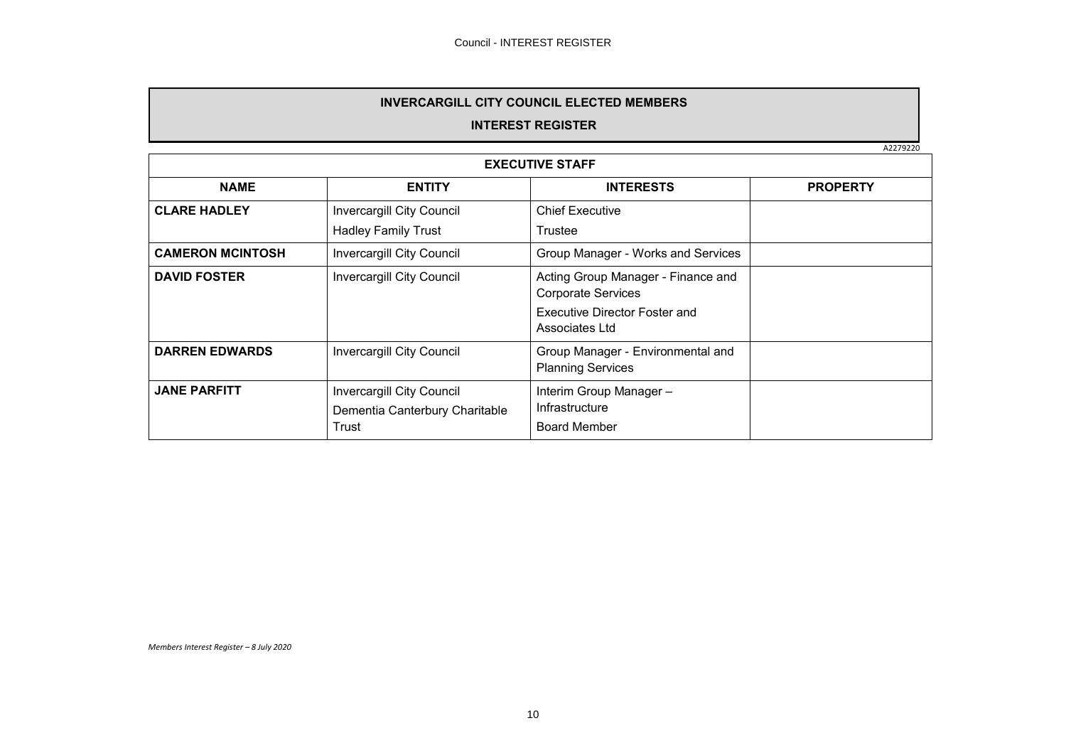# INVERCARGILL CITY COUNCIL ELECTED MEMBERS

## INTEREST REGISTER

A2279220

| EXECUTIVE STAFF | | | |
|---|---|---|---|
| **NAME** | **ENTITY** | **INTERESTS** | **PROPERTY** |
| **CLARE HADLEY** | Invercargill City Council<br>Hadley Family Trust | Chief Executive<br>Trustee | |
| **CAMERON MCINTOSH** | Invercargill City Council | Group Manager - Works and Services | |
| **DAVID FOSTER** | Invercargill City Council | Acting Group Manager - Finance and Corporate Services<br>Executive Director Foster and Associates Ltd | |
| **DARREN EDWARDS** | Invercargill City Council | Group Manager - Environmental and Planning Services | |
| **JANE PARFITT** | Invercargill City Council<br>Dementia Canterbury Charitable Trust | Interim Group Manager – Infrastructure<br>Board Member | |

*Members Interest Register – 8 July 2020*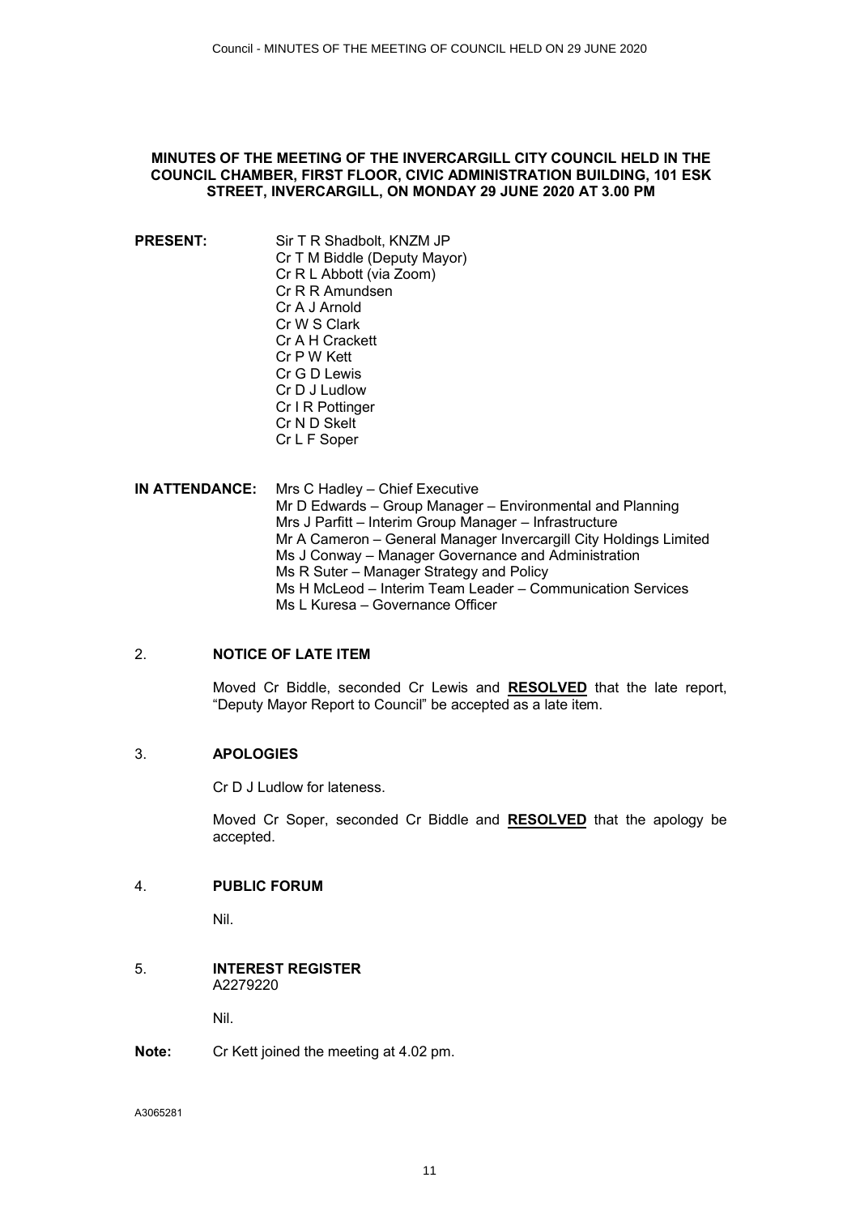**MINUTES OF THE MEETING OF THE INVERCARGILL CITY COUNCIL HELD IN THE COUNCIL CHAMBER, FIRST FLOOR, CIVIC ADMINISTRATION BUILDING, 101 ESK STREET, INVERCARGILL, ON MONDAY 29 JUNE 2020 AT 3.00 PM**

**PRESENT:**
Sir T R Shadbolt, KNZM JP
Cr T M Biddle (Deputy Mayor)
Cr R L Abbott (via Zoom)
Cr R R Amundsen
Cr A J Arnold
Cr W S Clark
Cr A H Crackett
Cr P W Kett
Cr G D Lewis
Cr D J Ludlow
Cr I R Pottinger
Cr N D Skelt
Cr L F Soper

**IN ATTENDANCE:**
Mrs C Hadley – Chief Executive
Mr D Edwards – Group Manager – Environmental and Planning
Mrs J Parfitt – Interim Group Manager – Infrastructure
Mr A Cameron – General Manager Invercargill City Holdings Limited
Ms J Conway – Manager Governance and Administration
Ms R Suter – Manager Strategy and Policy
Ms H McLeod – Interim Team Leader – Communication Services
Ms L Kuresa – Governance Officer

## 2. NOTICE OF LATE ITEM

Moved Cr Biddle, seconded Cr Lewis and **RESOLVED** that the late report, "Deputy Mayor Report to Council" be accepted as a late item.

## 3. APOLOGIES

Cr D J Ludlow for lateness.

Moved Cr Soper, seconded Cr Biddle and **RESOLVED** that the apology be accepted.

## 4. PUBLIC FORUM

Nil.

## 5. INTEREST REGISTER

A2279220

Nil.

**Note:** Cr Kett joined the meeting at 4.02 pm.

A3065281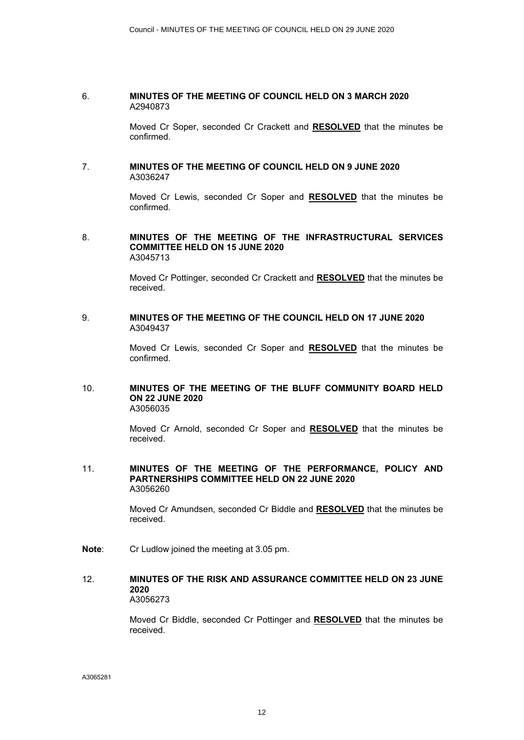6. **MINUTES OF THE MEETING OF COUNCIL HELD ON 3 MARCH 2020**
A2940873

Moved Cr Soper, seconded Cr Crackett and **RESOLVED** that the minutes be confirmed.

7. **MINUTES OF THE MEETING OF COUNCIL HELD ON 9 JUNE 2020**
A3036247

Moved Cr Lewis, seconded Cr Soper and **RESOLVED** that the minutes be confirmed.

8. **MINUTES OF THE MEETING OF THE INFRASTRUCTURAL SERVICES COMMITTEE HELD ON 15 JUNE 2020**
A3045713

Moved Cr Pottinger, seconded Cr Crackett and **RESOLVED** that the minutes be received.

9. **MINUTES OF THE MEETING OF THE COUNCIL HELD ON 17 JUNE 2020**
A3049437

Moved Cr Lewis, seconded Cr Soper and **RESOLVED** that the minutes be confirmed.

10. **MINUTES OF THE MEETING OF THE BLUFF COMMUNITY BOARD HELD ON 22 JUNE 2020**
A3056035

Moved Cr Arnold, seconded Cr Soper and **RESOLVED** that the minutes be received.

11. **MINUTES OF THE MEETING OF THE PERFORMANCE, POLICY AND PARTNERSHIPS COMMITTEE HELD ON 22 JUNE 2020**
A3056260

Moved Cr Amundsen, seconded Cr Biddle and **RESOLVED** that the minutes be received.

**Note**: Cr Ludlow joined the meeting at 3.05 pm.

12. **MINUTES OF THE RISK AND ASSURANCE COMMITTEE HELD ON 23 JUNE 2020**
A3056273

Moved Cr Biddle, seconded Cr Pottinger and **RESOLVED** that the minutes be received.

A3065281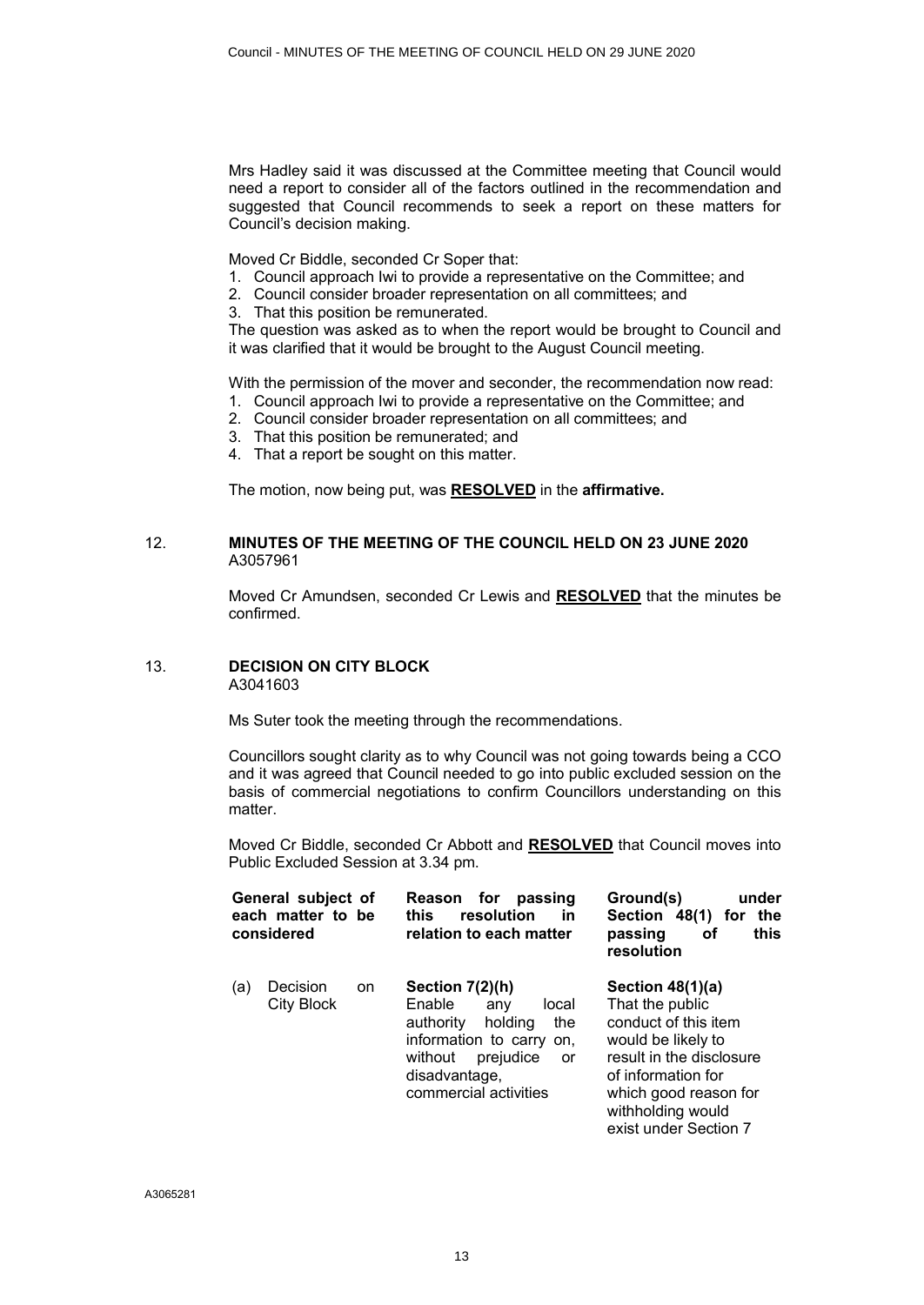Mrs Hadley said it was discussed at the Committee meeting that Council would need a report to consider all of the factors outlined in the recommendation and suggested that Council recommends to seek a report on these matters for Council's decision making.

Moved Cr Biddle, seconded Cr Soper that:

1. Council approach Iwi to provide a representative on the Committee; and
2. Council consider broader representation on all committees; and
3. That this position be remunerated.

The question was asked as to when the report would be brought to Council and it was clarified that it would be brought to the August Council meeting.

With the permission of the mover and seconder, the recommendation now read:

1. Council approach Iwi to provide a representative on the Committee; and
2. Council consider broader representation on all committees; and
3. That this position be remunerated; and
4. That a report be sought on this matter.

The motion, now being put, was **RESOLVED** in the **affirmative.**

## 12. MINUTES OF THE MEETING OF THE COUNCIL HELD ON 23 JUNE 2020

A3057961

Moved Cr Amundsen, seconded Cr Lewis and **RESOLVED** that the minutes be confirmed.

## 13. DECISION ON CITY BLOCK

A3041603

Ms Suter took the meeting through the recommendations.

Councillors sought clarity as to why Council was not going towards being a CCO and it was agreed that Council needed to go into public excluded session on the basis of commercial negotiations to confirm Councillors understanding on this matter.

Moved Cr Biddle, seconded Cr Abbott and **RESOLVED** that Council moves into Public Excluded Session at 3.34 pm.

| General subject of each matter to be considered | Reason for passing this resolution in relation to each matter | Ground(s) under Section 48(1) for the passing of this resolution |
|---|---|---|
| (a) Decision on City Block | **Section 7(2)(h)** Enable any local authority holding the information to carry on, without prejudice or disadvantage, commercial activities | **Section 48(1)(a)** That the public conduct of this item would be likely to result in the disclosure of information for which good reason for withholding would exist under Section 7 |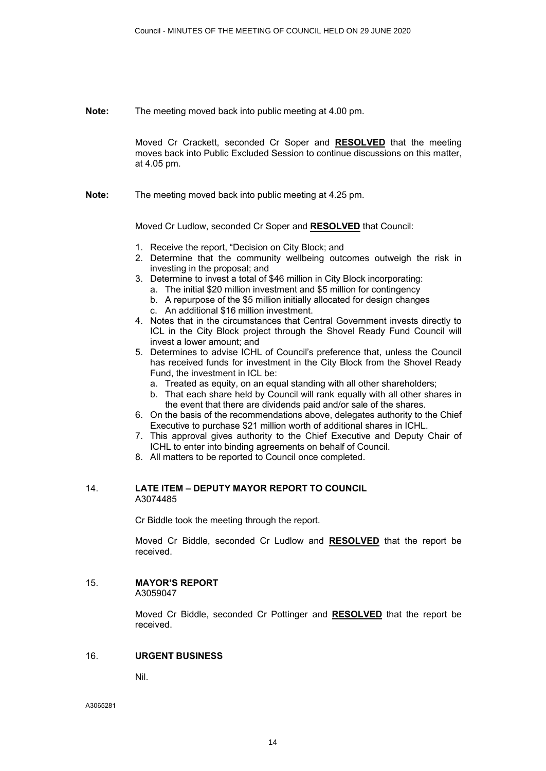**Note:** The meeting moved back into public meeting at 4.00 pm.

Moved Cr Crackett, seconded Cr Soper and **RESOLVED** that the meeting moves back into Public Excluded Session to continue discussions on this matter, at 4.05 pm.

**Note:** The meeting moved back into public meeting at 4.25 pm.

Moved Cr Ludlow, seconded Cr Soper and **RESOLVED** that Council:

1. Receive the report, "Decision on City Block; and
2. Determine that the community wellbeing outcomes outweigh the risk in investing in the proposal; and
3. Determine to invest a total of $46 million in City Block incorporating:
   a. The initial $20 million investment and $5 million for contingency
   b. A repurpose of the $5 million initially allocated for design changes
   c. An additional $16 million investment.
4. Notes that in the circumstances that Central Government invests directly to ICL in the City Block project through the Shovel Ready Fund Council will invest a lower amount; and
5. Determines to advise ICHL of Council's preference that, unless the Council has received funds for investment in the City Block from the Shovel Ready Fund, the investment in ICL be:
   a. Treated as equity, on an equal standing with all other shareholders;
   b. That each share held by Council will rank equally with all other shares in the event that there are dividends paid and/or sale of the shares.
6. On the basis of the recommendations above, delegates authority to the Chief Executive to purchase $21 million worth of additional shares in ICHL.
7. This approval gives authority to the Chief Executive and Deputy Chair of ICHL to enter into binding agreements on behalf of Council.
8. All matters to be reported to Council once completed.

## 14. LATE ITEM – DEPUTY MAYOR REPORT TO COUNCIL

A3074485

Cr Biddle took the meeting through the report.

Moved Cr Biddle, seconded Cr Ludlow and **RESOLVED** that the report be received.

## 15. MAYOR'S REPORT

A3059047

Moved Cr Biddle, seconded Cr Pottinger and **RESOLVED** that the report be received.

## 16. URGENT BUSINESS

Nil.

A3065281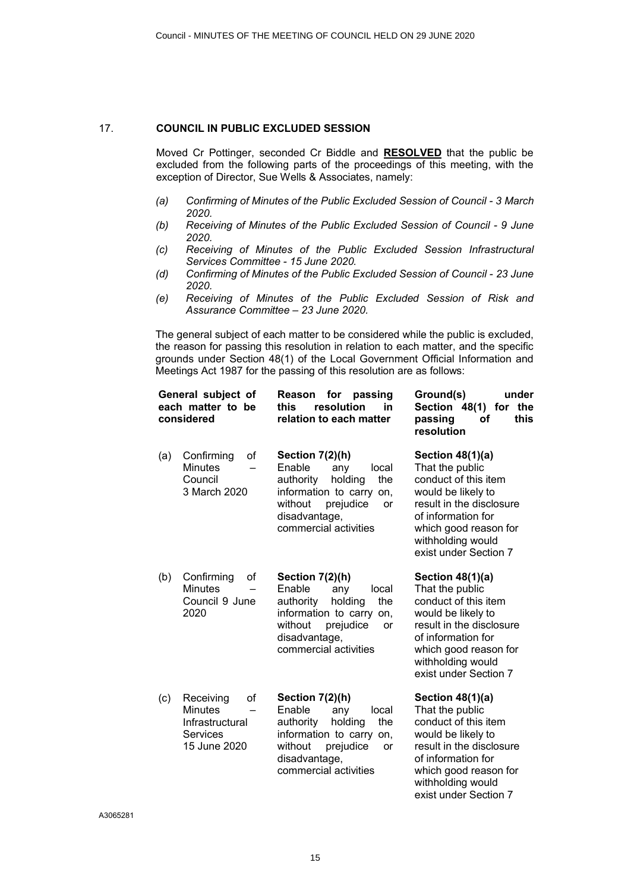## 17. COUNCIL IN PUBLIC EXCLUDED SESSION

Moved Cr Pottinger, seconded Cr Biddle and **RESOLVED** that the public be excluded from the following parts of the proceedings of this meeting, with the exception of Director, Sue Wells & Associates, namely:

*(a) Confirming of Minutes of the Public Excluded Session of Council - 3 March 2020.*
*(b) Receiving of Minutes of the Public Excluded Session of Council - 9 June 2020.*
*(c) Receiving of Minutes of the Public Excluded Session Infrastructural Services Committee - 15 June 2020.*
*(d) Confirming of Minutes of the Public Excluded Session of Council - 23 June 2020.*
*(e) Receiving of Minutes of the Public Excluded Session of Risk and Assurance Committee – 23 June 2020.*

The general subject of each matter to be considered while the public is excluded, the reason for passing this resolution in relation to each matter, and the specific grounds under Section 48(1) of the Local Government Official Information and Meetings Act 1987 for the passing of this resolution are as follows:

| General subject of each matter to be considered | Reason for passing this resolution in relation to each matter | Ground(s) under Section 48(1) for the passing of this resolution |
|---|---|---|
| (a) Confirming of Minutes – Council 3 March 2020 | **Section 7(2)(h)** Enable any local authority holding the information to carry on, without prejudice or disadvantage, commercial activities | **Section 48(1)(a)** That the public conduct of this item would be likely to result in the disclosure of information for which good reason for withholding would exist under Section 7 |
| (b) Confirming of Minutes – Council 9 June 2020 | **Section 7(2)(h)** Enable any local authority holding the information to carry on, without prejudice or disadvantage, commercial activities | **Section 48(1)(a)** That the public conduct of this item would be likely to result in the disclosure of information for which good reason for withholding would exist under Section 7 |
| (c) Receiving of Minutes – Infrastructural Services 15 June 2020 | **Section 7(2)(h)** Enable any local authority holding the information to carry on, without prejudice or disadvantage, commercial activities | **Section 48(1)(a)** That the public conduct of this item would be likely to result in the disclosure of information for which good reason for withholding would exist under Section 7 |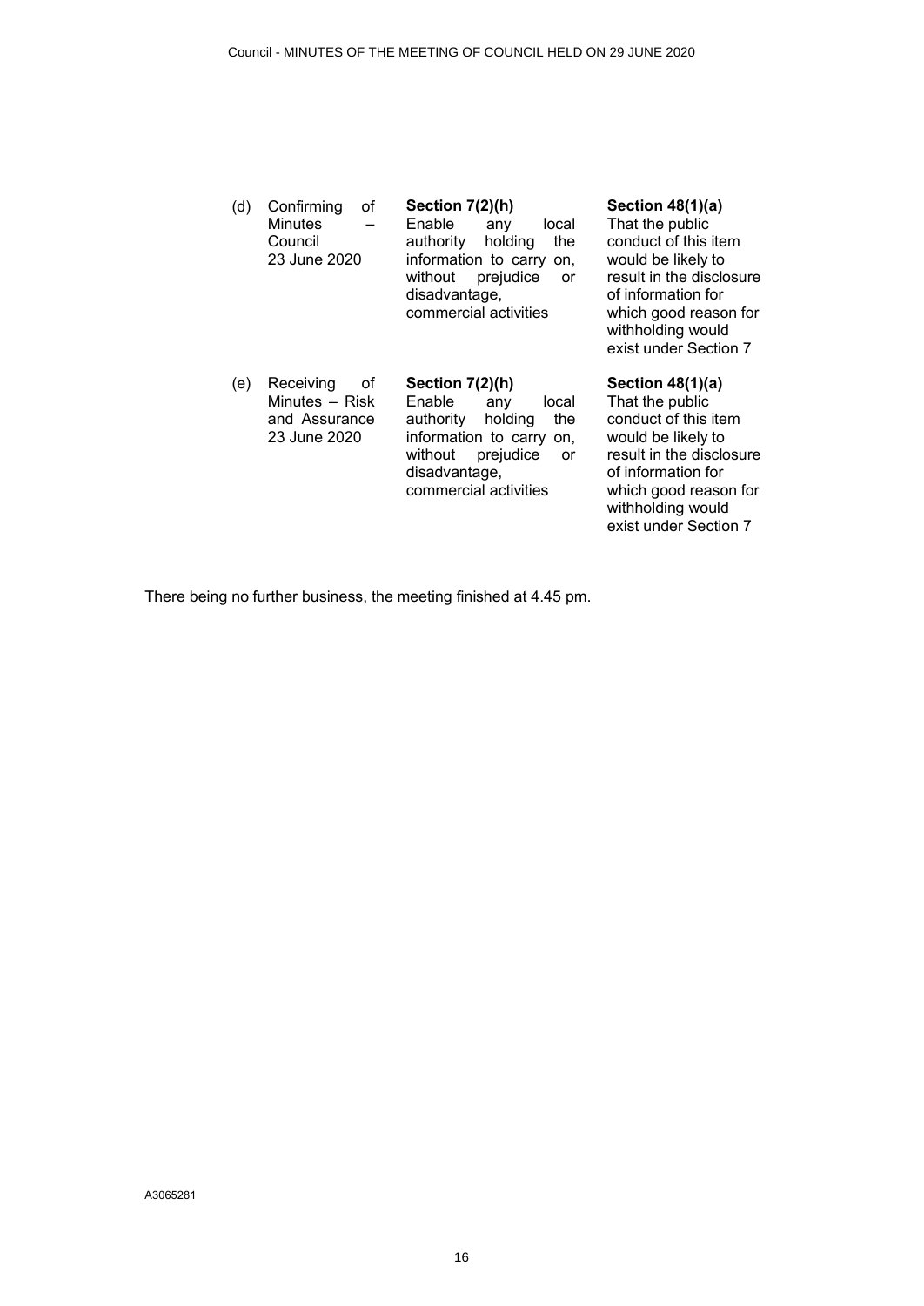| | | | |
|---|---|---|---|
| (d) | Confirming of Minutes – Council 23 June 2020 | **Section 7(2)(h)** Enable any local authority holding the information to carry on, without prejudice or disadvantage, commercial activities | **Section 48(1)(a)** That the public conduct of this item would be likely to result in the disclosure of information for which good reason for withholding would exist under Section 7 |
| (e) | Receiving of Minutes – Risk and Assurance 23 June 2020 | **Section 7(2)(h)** Enable any local authority holding the information to carry on, without prejudice or disadvantage, commercial activities | **Section 48(1)(a)** That the public conduct of this item would be likely to result in the disclosure of information for which good reason for withholding would exist under Section 7 |

There being no further business, the meeting finished at 4.45 pm.

A3065281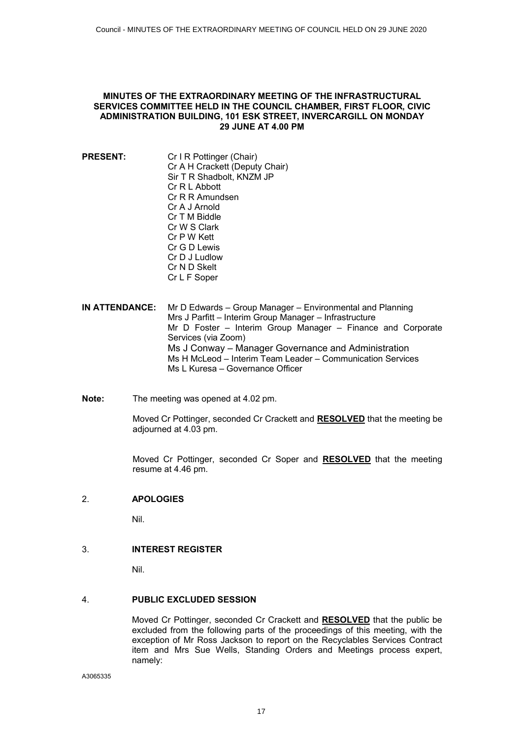**MINUTES OF THE EXTRAORDINARY MEETING OF THE INFRASTRUCTURAL SERVICES COMMITTEE HELD IN THE COUNCIL CHAMBER, FIRST FLOOR, CIVIC ADMINISTRATION BUILDING, 101 ESK STREET, INVERCARGILL ON MONDAY 29 JUNE AT 4.00 PM**

**PRESENT:**
Cr I R Pottinger (Chair)
Cr A H Crackett (Deputy Chair)
Sir T R Shadbolt, KNZM JP
Cr R L Abbott
Cr R R Amundsen
Cr A J Arnold
Cr T M Biddle
Cr W S Clark
Cr P W Kett
Cr G D Lewis
Cr D J Ludlow
Cr N D Skelt
Cr L F Soper

**IN ATTENDANCE:**
Mr D Edwards – Group Manager – Environmental and Planning
Mrs J Parfitt – Interim Group Manager – Infrastructure
Mr D Foster – Interim Group Manager – Finance and Corporate Services (via Zoom)
Ms J Conway – Manager Governance and Administration
Ms H McLeod – Interim Team Leader – Communication Services
Ms L Kuresa – Governance Officer

**Note:** The meeting was opened at 4.02 pm.

Moved Cr Pottinger, seconded Cr Crackett and **RESOLVED** that the meeting be adjourned at 4.03 pm.

Moved Cr Pottinger, seconded Cr Soper and **RESOLVED** that the meeting resume at 4.46 pm.

## 2. APOLOGIES

Nil.

## 3. INTEREST REGISTER

Nil.

## 4. PUBLIC EXCLUDED SESSION

Moved Cr Pottinger, seconded Cr Crackett and **RESOLVED** that the public be excluded from the following parts of the proceedings of this meeting, with the exception of Mr Ross Jackson to report on the Recyclables Services Contract item and Mrs Sue Wells, Standing Orders and Meetings process expert, namely:

A3065335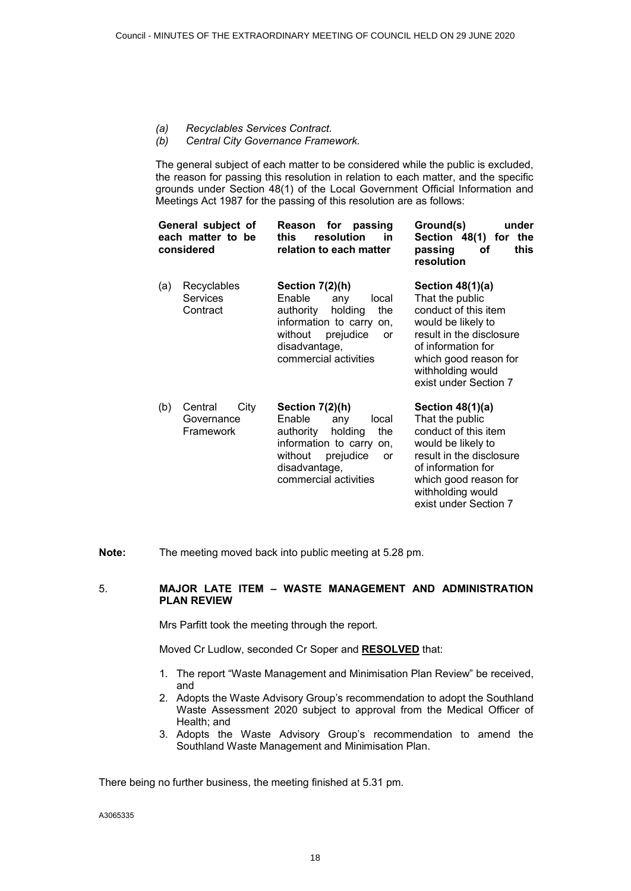*(a) Recyclables Services Contract.*
*(b) Central City Governance Framework.*

The general subject of each matter to be considered while the public is excluded, the reason for passing this resolution in relation to each matter, and the specific grounds under Section 48(1) of the Local Government Official Information and Meetings Act 1987 for the passing of this resolution are as follows:

| General subject of each matter to be considered | Reason for passing this resolution in relation to each matter | Ground(s) under Section 48(1) for the passing of this resolution |
|---|---|---|
| (a) Recyclables Services Contract | **Section 7(2)(h)** Enable any local authority holding the information to carry on, without prejudice or disadvantage, commercial activities | **Section 48(1)(a)** That the public conduct of this item would be likely to result in the disclosure of information for which good reason for withholding would exist under Section 7 |
| (b) Central City Governance Framework | **Section 7(2)(h)** Enable any local authority holding the information to carry on, without prejudice or disadvantage, commercial activities | **Section 48(1)(a)** That the public conduct of this item would be likely to result in the disclosure of information for which good reason for withholding would exist under Section 7 |

**Note:** The meeting moved back into public meeting at 5.28 pm.

## 5. MAJOR LATE ITEM – WASTE MANAGEMENT AND ADMINISTRATION PLAN REVIEW

Mrs Parfitt took the meeting through the report.

Moved Cr Ludlow, seconded Cr Soper and **RESOLVED** that:

1. The report "Waste Management and Minimisation Plan Review" be received, and
2. Adopts the Waste Advisory Group's recommendation to adopt the Southland Waste Assessment 2020 subject to approval from the Medical Officer of Health; and
3. Adopts the Waste Advisory Group's recommendation to amend the Southland Waste Management and Minimisation Plan.

There being no further business, the meeting finished at 5.31 pm.

A3065335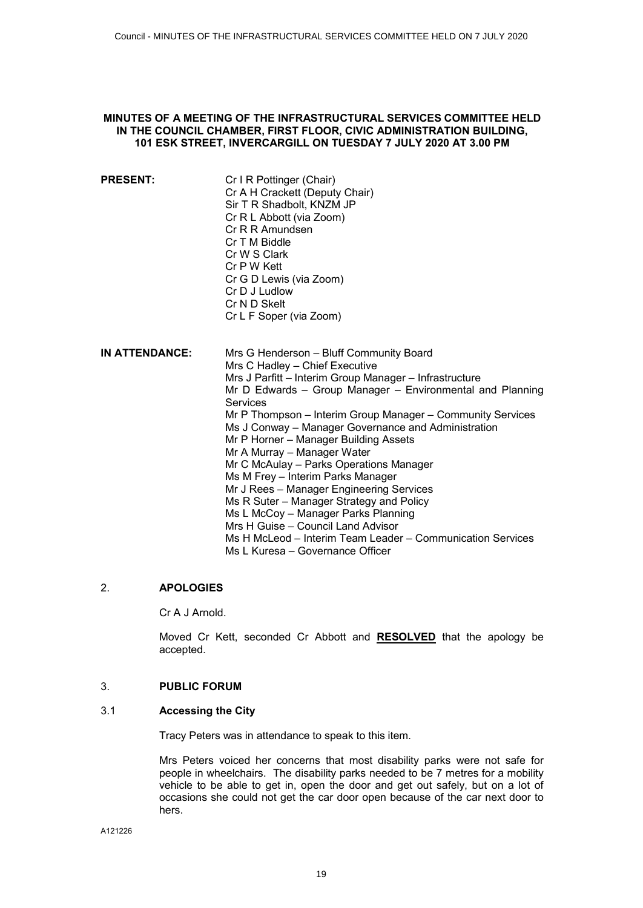**MINUTES OF A MEETING OF THE INFRASTRUCTURAL SERVICES COMMITTEE HELD IN THE COUNCIL CHAMBER, FIRST FLOOR, CIVIC ADMINISTRATION BUILDING, 101 ESK STREET, INVERCARGILL ON TUESDAY 7 JULY 2020 AT 3.00 PM**

**PRESENT:**

Cr I R Pottinger (Chair)
Cr A H Crackett (Deputy Chair)
Sir T R Shadbolt, KNZM JP
Cr R L Abbott (via Zoom)
Cr R R Amundsen
Cr T M Biddle
Cr W S Clark
Cr P W Kett
Cr G D Lewis (via Zoom)
Cr D J Ludlow
Cr N D Skelt
Cr L F Soper (via Zoom)

**IN ATTENDANCE:**

Mrs G Henderson – Bluff Community Board
Mrs C Hadley – Chief Executive
Mrs J Parfitt – Interim Group Manager – Infrastructure
Mr D Edwards – Group Manager – Environmental and Planning Services
Mr P Thompson – Interim Group Manager – Community Services
Ms J Conway – Manager Governance and Administration
Mr P Horner – Manager Building Assets
Mr A Murray – Manager Water
Mr C McAulay – Parks Operations Manager
Ms M Frey – Interim Parks Manager
Mr J Rees – Manager Engineering Services
Ms R Suter – Manager Strategy and Policy
Ms L McCoy – Manager Parks Planning
Mrs H Guise – Council Land Advisor
Ms H McLeod – Interim Team Leader – Communication Services
Ms L Kuresa – Governance Officer

## 2. APOLOGIES

Cr A J Arnold.

Moved Cr Kett, seconded Cr Abbott and **RESOLVED** that the apology be accepted.

## 3. PUBLIC FORUM

### 3.1 Accessing the City

Tracy Peters was in attendance to speak to this item.

Mrs Peters voiced her concerns that most disability parks were not safe for people in wheelchairs. The disability parks needed to be 7 metres for a mobility vehicle to be able to get in, open the door and get out safely, but on a lot of occasions she could not get the car door open because of the car next door to hers.

A121226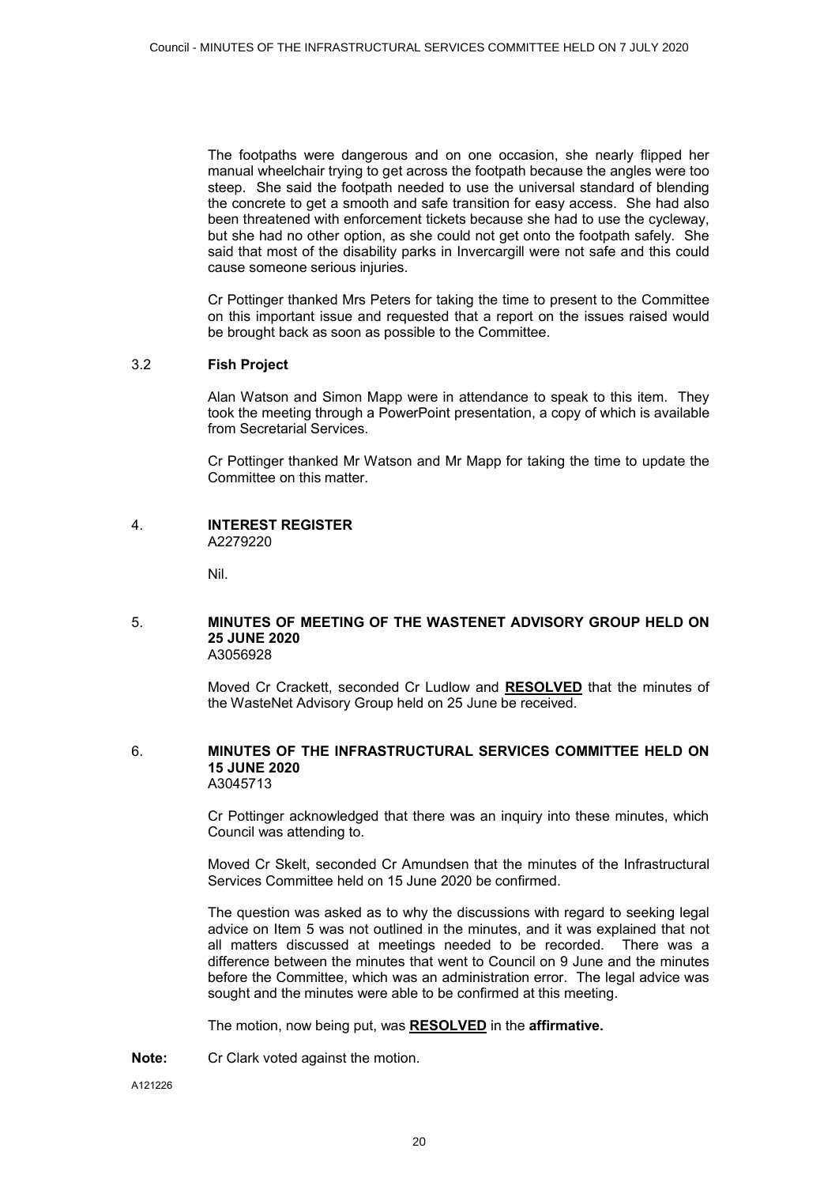The footpaths were dangerous and on one occasion, she nearly flipped her manual wheelchair trying to get across the footpath because the angles were too steep. She said the footpath needed to use the universal standard of blending the concrete to get a smooth and safe transition for easy access. She had also been threatened with enforcement tickets because she had to use the cycleway, but she had no other option, as she could not get onto the footpath safely. She said that most of the disability parks in Invercargill were not safe and this could cause someone serious injuries.

Cr Pottinger thanked Mrs Peters for taking the time to present to the Committee on this important issue and requested that a report on the issues raised would be brought back as soon as possible to the Committee.

### 3.2 Fish Project

Alan Watson and Simon Mapp were in attendance to speak to this item. They took the meeting through a PowerPoint presentation, a copy of which is available from Secretarial Services.

Cr Pottinger thanked Mr Watson and Mr Mapp for taking the time to update the Committee on this matter.

## 4. INTEREST REGISTER

A2279220

Nil.

## 5. MINUTES OF MEETING OF THE WASTENET ADVISORY GROUP HELD ON 25 JUNE 2020

A3056928

Moved Cr Crackett, seconded Cr Ludlow and **RESOLVED** that the minutes of the WasteNet Advisory Group held on 25 June be received.

## 6. MINUTES OF THE INFRASTRUCTURAL SERVICES COMMITTEE HELD ON 15 JUNE 2020

A3045713

Cr Pottinger acknowledged that there was an inquiry into these minutes, which Council was attending to.

Moved Cr Skelt, seconded Cr Amundsen that the minutes of the Infrastructural Services Committee held on 15 June 2020 be confirmed.

The question was asked as to why the discussions with regard to seeking legal advice on Item 5 was not outlined in the minutes, and it was explained that not all matters discussed at meetings needed to be recorded. There was a difference between the minutes that went to Council on 9 June and the minutes before the Committee, which was an administration error. The legal advice was sought and the minutes were able to be confirmed at this meeting.

The motion, now being put, was **RESOLVED** in the **affirmative.**

**Note:** Cr Clark voted against the motion.

A121226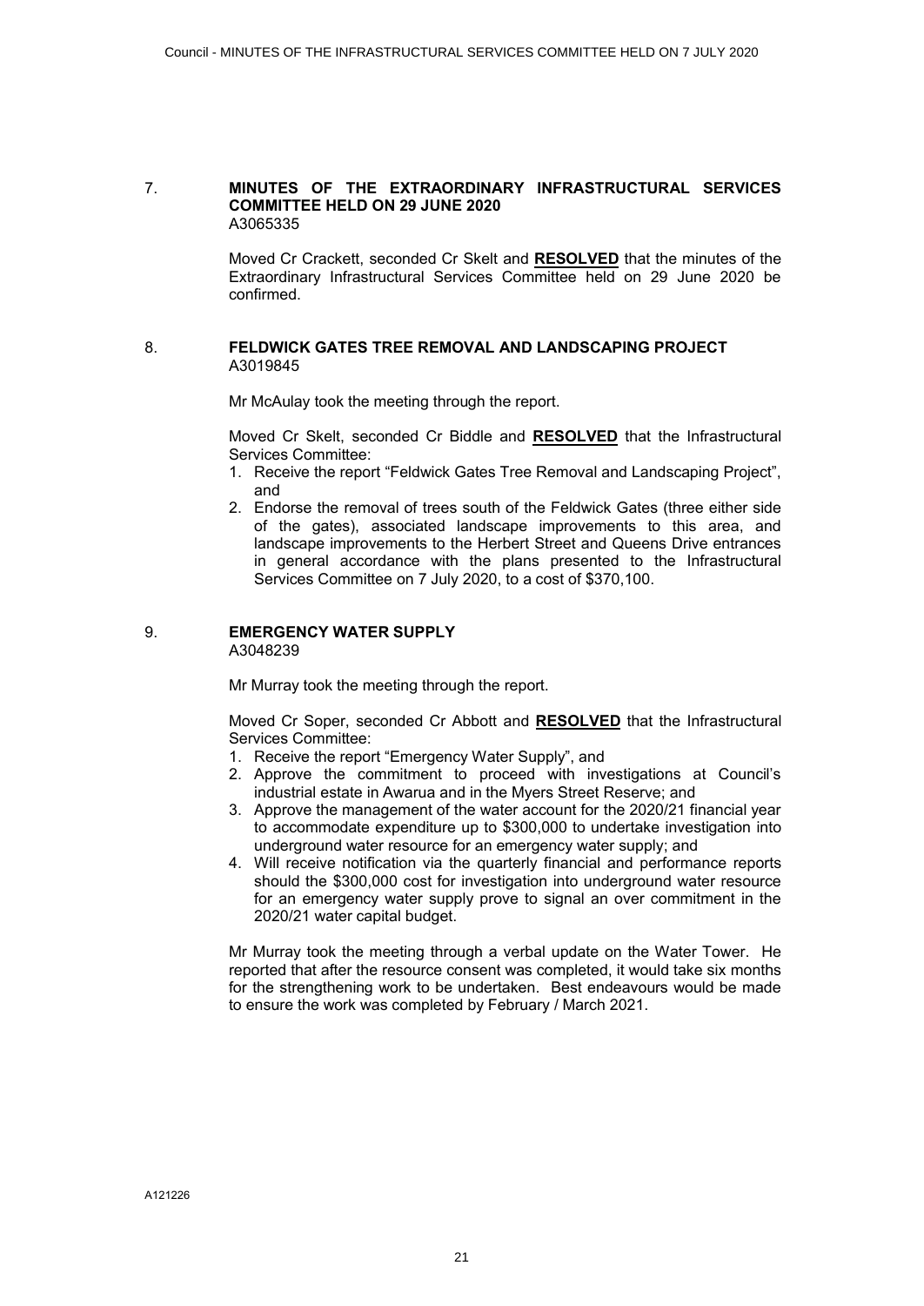## 7. MINUTES OF THE EXTRAORDINARY INFRASTRUCTURAL SERVICES COMMITTEE HELD ON 29 JUNE 2020

A3065335

Moved Cr Crackett, seconded Cr Skelt and **RESOLVED** that the minutes of the Extraordinary Infrastructural Services Committee held on 29 June 2020 be confirmed.

## 8. FELDWICK GATES TREE REMOVAL AND LANDSCAPING PROJECT

A3019845

Mr McAulay took the meeting through the report.

Moved Cr Skelt, seconded Cr Biddle and **RESOLVED** that the Infrastructural Services Committee:

1. Receive the report "Feldwick Gates Tree Removal and Landscaping Project", and
2. Endorse the removal of trees south of the Feldwick Gates (three either side of the gates), associated landscape improvements to this area, and landscape improvements to the Herbert Street and Queens Drive entrances in general accordance with the plans presented to the Infrastructural Services Committee on 7 July 2020, to a cost of $370,100.

## 9. EMERGENCY WATER SUPPLY

A3048239

Mr Murray took the meeting through the report.

Moved Cr Soper, seconded Cr Abbott and **RESOLVED** that the Infrastructural Services Committee:

1. Receive the report "Emergency Water Supply", and
2. Approve the commitment to proceed with investigations at Council's industrial estate in Awarua and in the Myers Street Reserve; and
3. Approve the management of the water account for the 2020/21 financial year to accommodate expenditure up to $300,000 to undertake investigation into underground water resource for an emergency water supply; and
4. Will receive notification via the quarterly financial and performance reports should the $300,000 cost for investigation into underground water resource for an emergency water supply prove to signal an over commitment in the 2020/21 water capital budget.

Mr Murray took the meeting through a verbal update on the Water Tower. He reported that after the resource consent was completed, it would take six months for the strengthening work to be undertaken. Best endeavours would be made to ensure the work was completed by February / March 2021.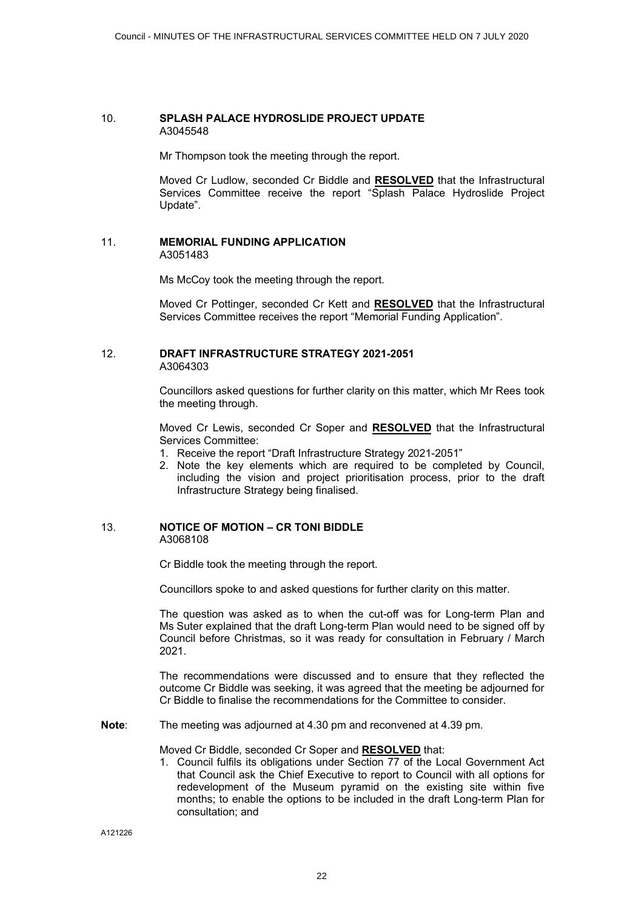## 10. SPLASH PALACE HYDROSLIDE PROJECT UPDATE

A3045548

Mr Thompson took the meeting through the report.

Moved Cr Ludlow, seconded Cr Biddle and **RESOLVED** that the Infrastructural Services Committee receive the report "Splash Palace Hydroslide Project Update".

## 11. MEMORIAL FUNDING APPLICATION

A3051483

Ms McCoy took the meeting through the report.

Moved Cr Pottinger, seconded Cr Kett and **RESOLVED** that the Infrastructural Services Committee receives the report "Memorial Funding Application".

## 12. DRAFT INFRASTRUCTURE STRATEGY 2021-2051

A3064303

Councillors asked questions for further clarity on this matter, which Mr Rees took the meeting through.

Moved Cr Lewis, seconded Cr Soper and **RESOLVED** that the Infrastructural Services Committee:

1. Receive the report "Draft Infrastructure Strategy 2021-2051"
2. Note the key elements which are required to be completed by Council, including the vision and project prioritisation process, prior to the draft Infrastructure Strategy being finalised.

## 13. NOTICE OF MOTION – CR TONI BIDDLE

A3068108

Cr Biddle took the meeting through the report.

Councillors spoke to and asked questions for further clarity on this matter.

The question was asked as to when the cut-off was for Long-term Plan and Ms Suter explained that the draft Long-term Plan would need to be signed off by Council before Christmas, so it was ready for consultation in February / March 2021.

The recommendations were discussed and to ensure that they reflected the outcome Cr Biddle was seeking, it was agreed that the meeting be adjourned for Cr Biddle to finalise the recommendations for the Committee to consider.

**Note**: The meeting was adjourned at 4.30 pm and reconvened at 4.39 pm.

Moved Cr Biddle, seconded Cr Soper and **RESOLVED** that:

1. Council fulfils its obligations under Section 77 of the Local Government Act that Council ask the Chief Executive to report to Council with all options for redevelopment of the Museum pyramid on the existing site within five months; to enable the options to be included in the draft Long-term Plan for consultation; and

A121226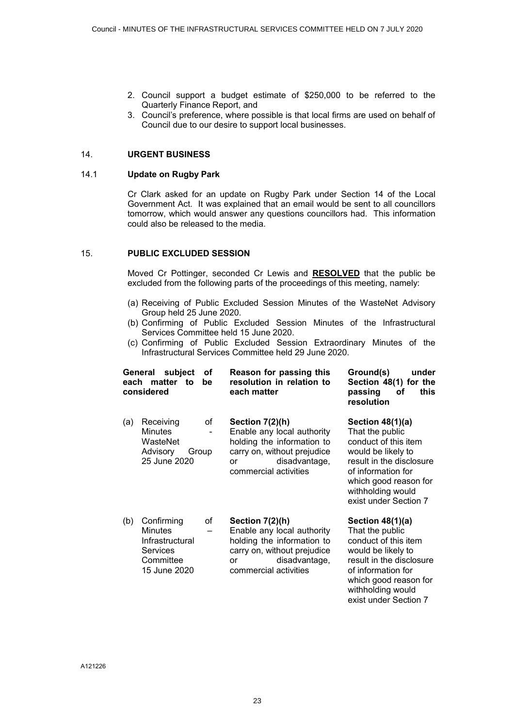2. Council support a budget estimate of $250,000 to be referred to the Quarterly Finance Report, and
3. Council's preference, where possible is that local firms are used on behalf of Council due to our desire to support local businesses.

## 14. URGENT BUSINESS

### 14.1 Update on Rugby Park

Cr Clark asked for an update on Rugby Park under Section 14 of the Local Government Act. It was explained that an email would be sent to all councillors tomorrow, which would answer any questions councillors had. This information could also be released to the media.

## 15. PUBLIC EXCLUDED SESSION

Moved Cr Pottinger, seconded Cr Lewis and **RESOLVED** that the public be excluded from the following parts of the proceedings of this meeting, namely:

(a) Receiving of Public Excluded Session Minutes of the WasteNet Advisory Group held 25 June 2020.
(b) Confirming of Public Excluded Session Minutes of the Infrastructural Services Committee held 15 June 2020.
(c) Confirming of Public Excluded Session Extraordinary Minutes of the Infrastructural Services Committee held 29 June 2020.

| General subject of each matter to be considered | Reason for passing this resolution in relation to each matter | Ground(s) under Section 48(1) for the passing of this resolution |
|---|---|---|
| (a) Receiving of Minutes - WasteNet Advisory Group 25 June 2020 | **Section 7(2)(h)** Enable any local authority holding the information to carry on, without prejudice or disadvantage, commercial activities | **Section 48(1)(a)** That the public conduct of this item would be likely to result in the disclosure of information for which good reason for withholding would exist under Section 7 |
| (b) Confirming of Minutes – Infrastructural Services Committee 15 June 2020 | **Section 7(2)(h)** Enable any local authority holding the information to carry on, without prejudice or disadvantage, commercial activities | **Section 48(1)(a)** That the public conduct of this item would be likely to result in the disclosure of information for which good reason for withholding would exist under Section 7 |

A121226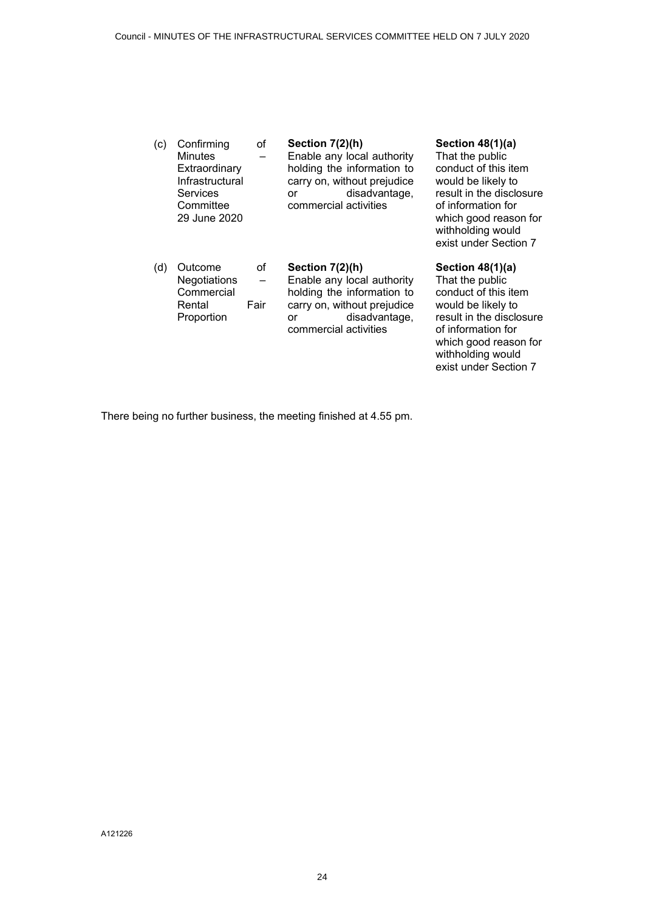| | | | |
|---|---|---|---|
| (c) | Confirming of Minutes – Extraordinary Infrastructural Services Committee 29 June 2020 | **Section 7(2)(h)** Enable any local authority holding the information to carry on, without prejudice or disadvantage, commercial activities | **Section 48(1)(a)** That the public conduct of this item would be likely to result in the disclosure of information for which good reason for withholding would exist under Section 7 |
| (d) | Outcome of Negotiations – Commercial Rental Fair Proportion | **Section 7(2)(h)** Enable any local authority holding the information to carry on, without prejudice or disadvantage, commercial activities | **Section 48(1)(a)** That the public conduct of this item would be likely to result in the disclosure of information for which good reason for withholding would exist under Section 7 |

There being no further business, the meeting finished at 4.55 pm.

A121226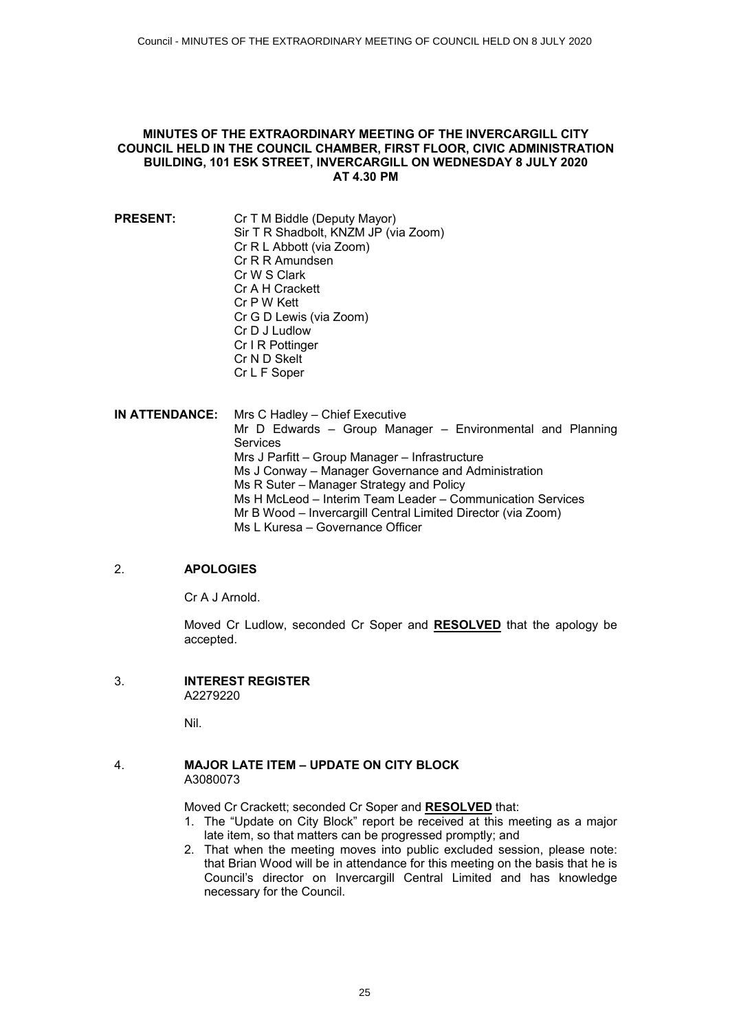**MINUTES OF THE EXTRAORDINARY MEETING OF THE INVERCARGILL CITY COUNCIL HELD IN THE COUNCIL CHAMBER, FIRST FLOOR, CIVIC ADMINISTRATION BUILDING, 101 ESK STREET, INVERCARGILL ON WEDNESDAY 8 JULY 2020 AT 4.30 PM**

**PRESENT:**
Cr T M Biddle (Deputy Mayor)
Sir T R Shadbolt, KNZM JP (via Zoom)
Cr R L Abbott (via Zoom)
Cr R R Amundsen
Cr W S Clark
Cr A H Crackett
Cr P W Kett
Cr G D Lewis (via Zoom)
Cr D J Ludlow
Cr I R Pottinger
Cr N D Skelt
Cr L F Soper

**IN ATTENDANCE:**
Mrs C Hadley – Chief Executive
Mr D Edwards – Group Manager – Environmental and Planning Services
Mrs J Parfitt – Group Manager – Infrastructure
Ms J Conway – Manager Governance and Administration
Ms R Suter – Manager Strategy and Policy
Ms H McLeod – Interim Team Leader – Communication Services
Mr B Wood – Invercargill Central Limited Director (via Zoom)
Ms L Kuresa – Governance Officer

## 2. APOLOGIES

Cr A J Arnold.

Moved Cr Ludlow, seconded Cr Soper and **RESOLVED** that the apology be accepted.

## 3. INTEREST REGISTER

A2279220

Nil.

## 4. MAJOR LATE ITEM – UPDATE ON CITY BLOCK

A3080073

Moved Cr Crackett; seconded Cr Soper and **RESOLVED** that:

1. The "Update on City Block" report be received at this meeting as a major late item, so that matters can be progressed promptly; and
2. That when the meeting moves into public excluded session, please note: that Brian Wood will be in attendance for this meeting on the basis that he is Council's director on Invercargill Central Limited and has knowledge necessary for the Council.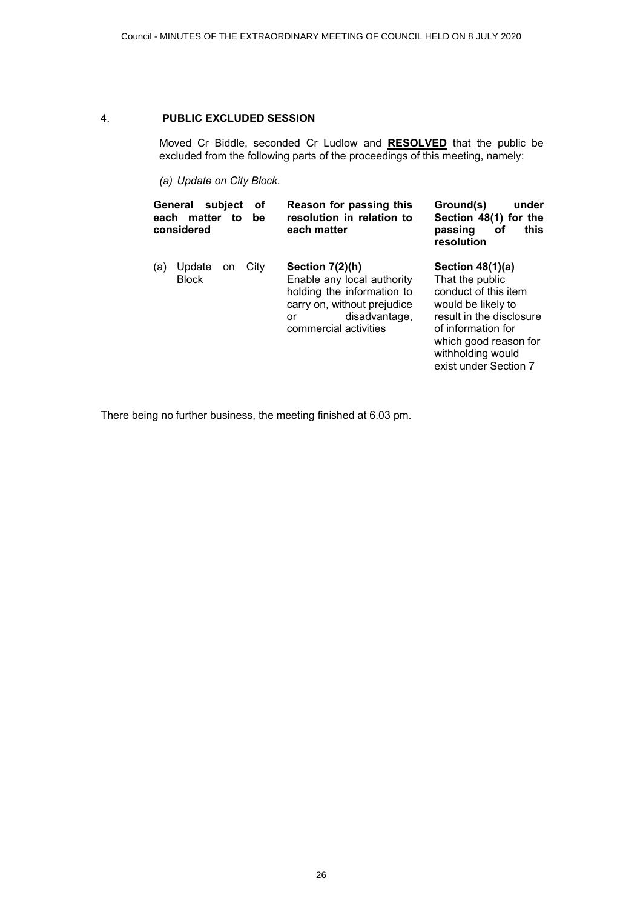## 4. PUBLIC EXCLUDED SESSION

Moved Cr Biddle, seconded Cr Ludlow and **RESOLVED** that the public be excluded from the following parts of the proceedings of this meeting, namely:

*(a) Update on City Block.*

| General subject of each matter to be considered | Reason for passing this resolution in relation to each matter | Ground(s) under Section 48(1) for the passing of this resolution |
|---|---|---|
| (a) Update on City Block | **Section 7(2)(h)** Enable any local authority holding the information to carry on, without prejudice or disadvantage, commercial activities | **Section 48(1)(a)** That the public conduct of this item would be likely to result in the disclosure of information for which good reason for withholding would exist under Section 7 |

There being no further business, the meeting finished at 6.03 pm.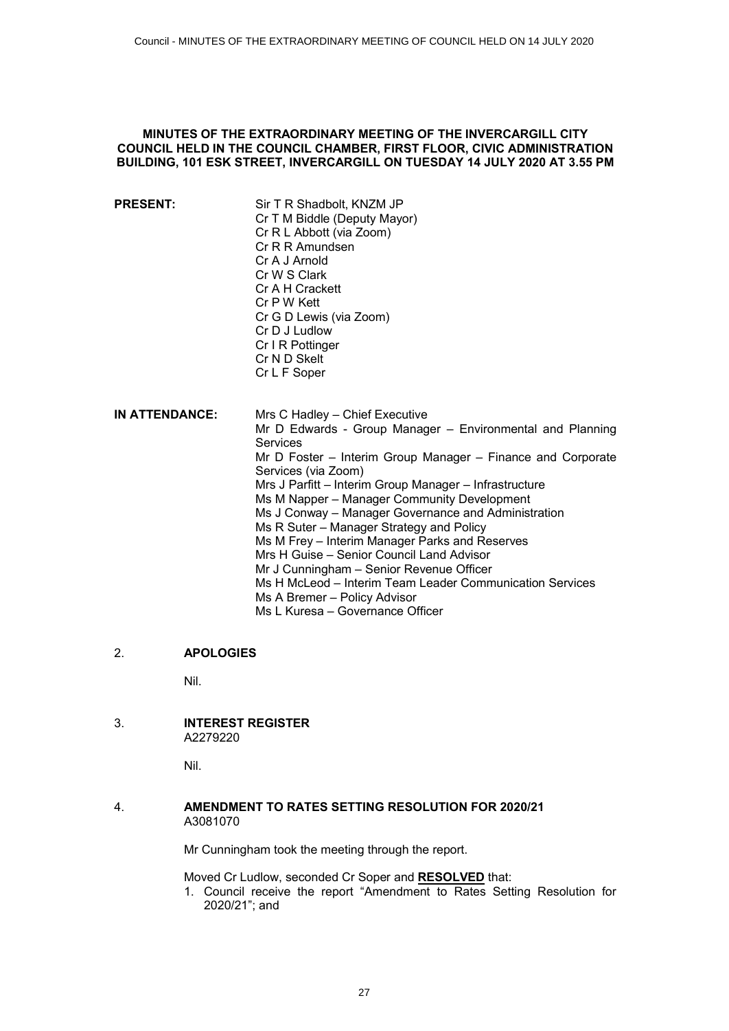**MINUTES OF THE EXTRAORDINARY MEETING OF THE INVERCARGILL CITY COUNCIL HELD IN THE COUNCIL CHAMBER, FIRST FLOOR, CIVIC ADMINISTRATION BUILDING, 101 ESK STREET, INVERCARGILL ON TUESDAY 14 JULY 2020 AT 3.55 PM**

**PRESENT:**

Sir T R Shadbolt, KNZM JP
Cr T M Biddle (Deputy Mayor)
Cr R L Abbott (via Zoom)
Cr R R Amundsen
Cr A J Arnold
Cr W S Clark
Cr A H Crackett
Cr P W Kett
Cr G D Lewis (via Zoom)
Cr D J Ludlow
Cr I R Pottinger
Cr N D Skelt
Cr L F Soper

**IN ATTENDANCE:**

Mrs C Hadley – Chief Executive
Mr D Edwards - Group Manager – Environmental and Planning Services
Mr D Foster – Interim Group Manager – Finance and Corporate Services (via Zoom)
Mrs J Parfitt – Interim Group Manager – Infrastructure
Ms M Napper – Manager Community Development
Ms J Conway – Manager Governance and Administration
Ms R Suter – Manager Strategy and Policy
Ms M Frey – Interim Manager Parks and Reserves
Mrs H Guise – Senior Council Land Advisor
Mr J Cunningham – Senior Revenue Officer
Ms H McLeod – Interim Team Leader Communication Services
Ms A Bremer – Policy Advisor
Ms L Kuresa – Governance Officer

## 2. APOLOGIES

Nil.

## 3. INTEREST REGISTER

A2279220

Nil.

## 4. AMENDMENT TO RATES SETTING RESOLUTION FOR 2020/21

A3081070

Mr Cunningham took the meeting through the report.

Moved Cr Ludlow, seconded Cr Soper and **RESOLVED** that:

1. Council receive the report "Amendment to Rates Setting Resolution for 2020/21"; and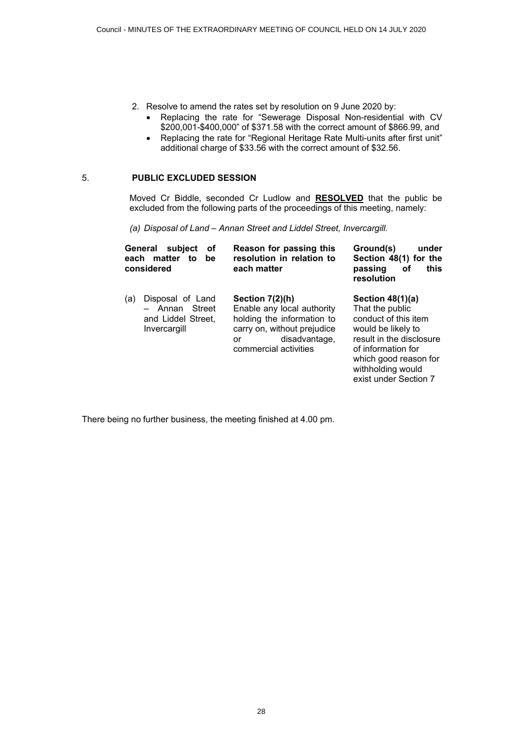2. Resolve to amend the rates set by resolution on 9 June 2020 by:
   - Replacing the rate for "Sewerage Disposal Non-residential with CV $200,001-$400,000" of $371.58 with the correct amount of $866.99, and
   - Replacing the rate for "Regional Heritage Rate Multi-units after first unit" additional charge of $33.56 with the correct amount of $32.56.

## 5. PUBLIC EXCLUDED SESSION

Moved Cr Biddle, seconded Cr Ludlow and **RESOLVED** that the public be excluded from the following parts of the proceedings of this meeting, namely:

*(a) Disposal of Land – Annan Street and Liddel Street, Invercargill.*

| General subject of each matter to be considered | Reason for passing this resolution in relation to each matter | Ground(s) under Section 48(1) for the passing of this resolution |
| --- | --- | --- |
| (a) Disposal of Land – Annan Street and Liddel Street, Invercargill | **Section 7(2)(h)** Enable any local authority holding the information to carry on, without prejudice or disadvantage, commercial activities | **Section 48(1)(a)** That the public conduct of this item would be likely to result in the disclosure of information for which good reason for withholding would exist under Section 7 |

There being no further business, the meeting finished at 4.00 pm.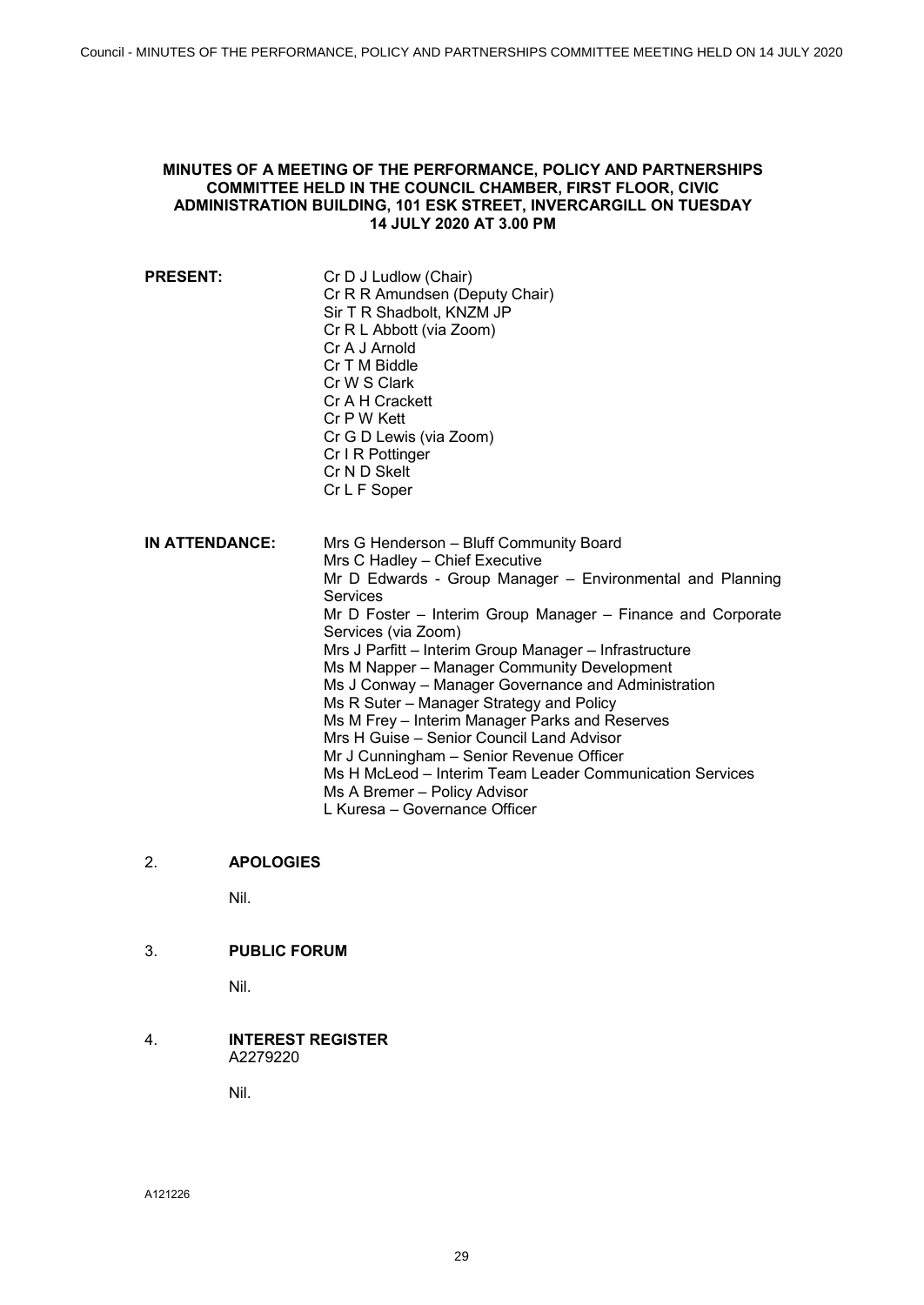**MINUTES OF A MEETING OF THE PERFORMANCE, POLICY AND PARTNERSHIPS COMMITTEE HELD IN THE COUNCIL CHAMBER, FIRST FLOOR, CIVIC ADMINISTRATION BUILDING, 101 ESK STREET, INVERCARGILL ON TUESDAY 14 JULY 2020 AT 3.00 PM**

| | |
|---|---|
| **PRESENT:** | Cr D J Ludlow (Chair) |
| | Cr R R Amundsen (Deputy Chair) |
| | Sir T R Shadbolt, KNZM JP |
| | Cr R L Abbott (via Zoom) |
| | Cr A J Arnold |
| | Cr T M Biddle |
| | Cr W S Clark |
| | Cr A H Crackett |
| | Cr P W Kett |
| | Cr G D Lewis (via Zoom) |
| | Cr I R Pottinger |
| | Cr N D Skelt |
| | Cr L F Soper |

| | |
|---|---|
| **IN ATTENDANCE:** | Mrs G Henderson – Bluff Community Board |
| | Mrs C Hadley – Chief Executive |
| | Mr D Edwards - Group Manager – Environmental and Planning Services |
| | Mr D Foster – Interim Group Manager – Finance and Corporate Services (via Zoom) |
| | Mrs J Parfitt – Interim Group Manager – Infrastructure |
| | Ms M Napper – Manager Community Development |
| | Ms J Conway – Manager Governance and Administration |
| | Ms R Suter – Manager Strategy and Policy |
| | Ms M Frey – Interim Manager Parks and Reserves |
| | Mrs H Guise – Senior Council Land Advisor |
| | Mr J Cunningham – Senior Revenue Officer |
| | Ms H McLeod – Interim Team Leader Communication Services |
| | Ms A Bremer – Policy Advisor |
| | L Kuresa – Governance Officer |

2. **APOLOGIES**

   Nil.

3. **PUBLIC FORUM**

   Nil.

4. **INTEREST REGISTER**
   A2279220

   Nil.

A121226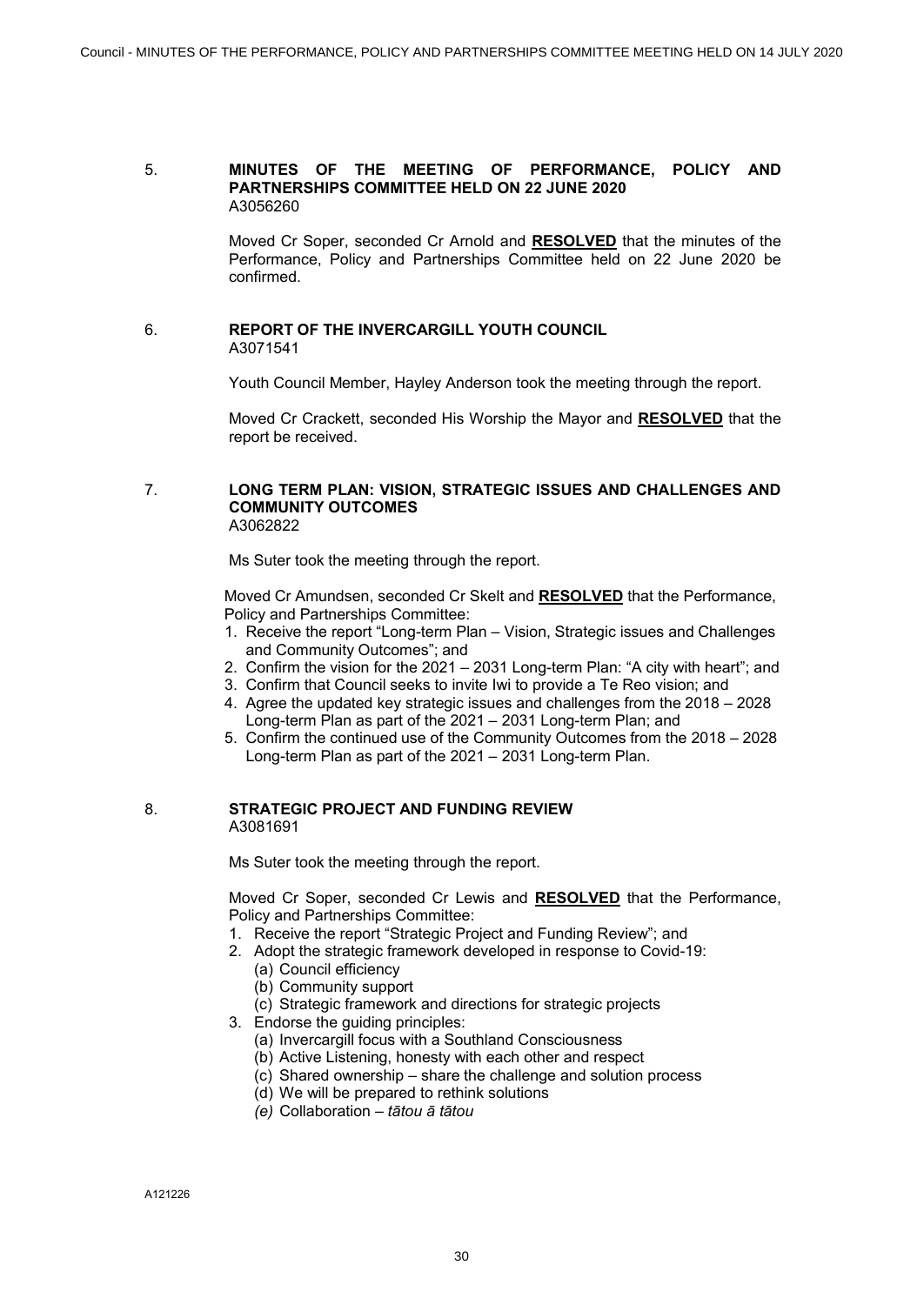5. **MINUTES OF THE MEETING OF PERFORMANCE, POLICY AND PARTNERSHIPS COMMITTEE HELD ON 22 JUNE 2020**
A3056260

Moved Cr Soper, seconded Cr Arnold and **RESOLVED** that the minutes of the Performance, Policy and Partnerships Committee held on 22 June 2020 be confirmed.

6. **REPORT OF THE INVERCARGILL YOUTH COUNCIL**
A3071541

Youth Council Member, Hayley Anderson took the meeting through the report.

Moved Cr Crackett, seconded His Worship the Mayor and **RESOLVED** that the report be received.

7. **LONG TERM PLAN: VISION, STRATEGIC ISSUES AND CHALLENGES AND COMMUNITY OUTCOMES**
A3062822

Ms Suter took the meeting through the report.

Moved Cr Amundsen, seconded Cr Skelt and **RESOLVED** that the Performance, Policy and Partnerships Committee:

1. Receive the report "Long-term Plan – Vision, Strategic issues and Challenges and Community Outcomes"; and
2. Confirm the vision for the 2021 – 2031 Long-term Plan: "A city with heart"; and
3. Confirm that Council seeks to invite Iwi to provide a Te Reo vision; and
4. Agree the updated key strategic issues and challenges from the 2018 – 2028 Long-term Plan as part of the 2021 – 2031 Long-term Plan; and
5. Confirm the continued use of the Community Outcomes from the 2018 – 2028 Long-term Plan as part of the 2021 – 2031 Long-term Plan.

8. **STRATEGIC PROJECT AND FUNDING REVIEW**
A3081691

Ms Suter took the meeting through the report.

Moved Cr Soper, seconded Cr Lewis and **RESOLVED** that the Performance, Policy and Partnerships Committee:

1. Receive the report "Strategic Project and Funding Review"; and
2. Adopt the strategic framework developed in response to Covid-19:
   (a) Council efficiency
   (b) Community support
   (c) Strategic framework and directions for strategic projects
3. Endorse the guiding principles:
   (a) Invercargill focus with a Southland Consciousness
   (b) Active Listening, honesty with each other and respect
   (c) Shared ownership – share the challenge and solution process
   (d) We will be prepared to rethink solutions
   *(e)* Collaboration – *tātou ā tātou*

A121226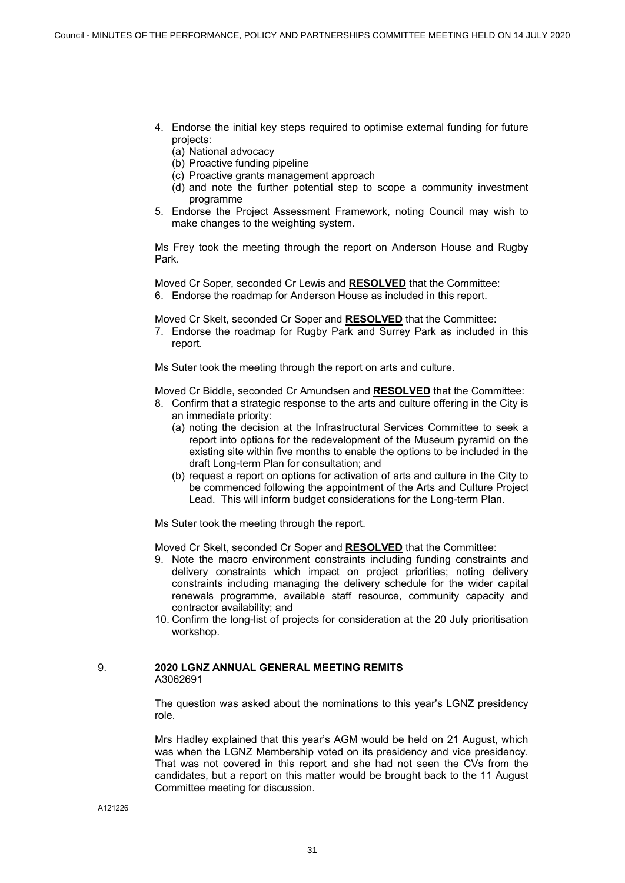4. Endorse the initial key steps required to optimise external funding for future projects:
   (a) National advocacy
   (b) Proactive funding pipeline
   (c) Proactive grants management approach
   (d) and note the further potential step to scope a community investment programme
5. Endorse the Project Assessment Framework, noting Council may wish to make changes to the weighting system.

Ms Frey took the meeting through the report on Anderson House and Rugby Park.

Moved Cr Soper, seconded Cr Lewis and **RESOLVED** that the Committee:

6. Endorse the roadmap for Anderson House as included in this report.

Moved Cr Skelt, seconded Cr Soper and **RESOLVED** that the Committee:

7. Endorse the roadmap for Rugby Park and Surrey Park as included in this report.

Ms Suter took the meeting through the report on arts and culture.

Moved Cr Biddle, seconded Cr Amundsen and **RESOLVED** that the Committee:

8. Confirm that a strategic response to the arts and culture offering in the City is an immediate priority:
   (a) noting the decision at the Infrastructural Services Committee to seek a report into options for the redevelopment of the Museum pyramid on the existing site within five months to enable the options to be included in the draft Long-term Plan for consultation; and
   (b) request a report on options for activation of arts and culture in the City to be commenced following the appointment of the Arts and Culture Project Lead. This will inform budget considerations for the Long-term Plan.

Ms Suter took the meeting through the report.

Moved Cr Skelt, seconded Cr Soper and **RESOLVED** that the Committee:

9. Note the macro environment constraints including funding constraints and delivery constraints which impact on project priorities; noting delivery constraints including managing the delivery schedule for the wider capital renewals programme, available staff resource, community capacity and contractor availability; and
10. Confirm the long-list of projects for consideration at the 20 July prioritisation workshop.

## 9. 2020 LGNZ ANNUAL GENERAL MEETING REMITS

A3062691

The question was asked about the nominations to this year's LGNZ presidency role.

Mrs Hadley explained that this year's AGM would be held on 21 August, which was when the LGNZ Membership voted on its presidency and vice presidency. That was not covered in this report and she had not seen the CVs from the candidates, but a report on this matter would be brought back to the 11 August Committee meeting for discussion.

A121226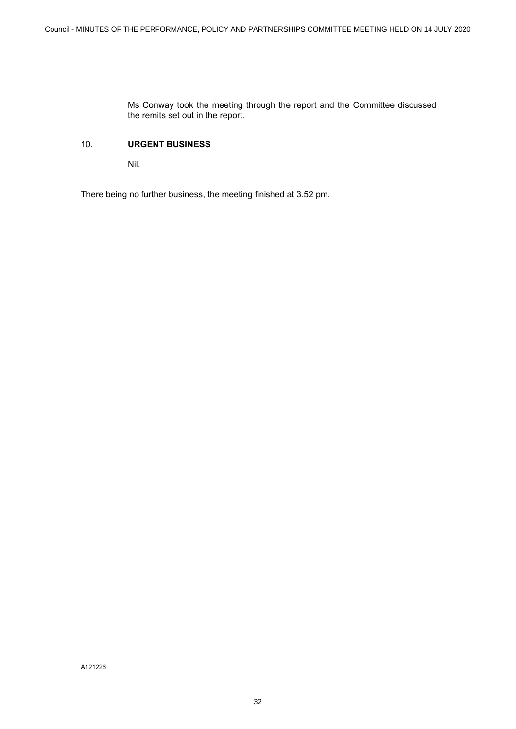Ms Conway took the meeting through the report and the Committee discussed the remits set out in the report.

## 10. URGENT BUSINESS

Nil.

There being no further business, the meeting finished at 3.52 pm.

A121226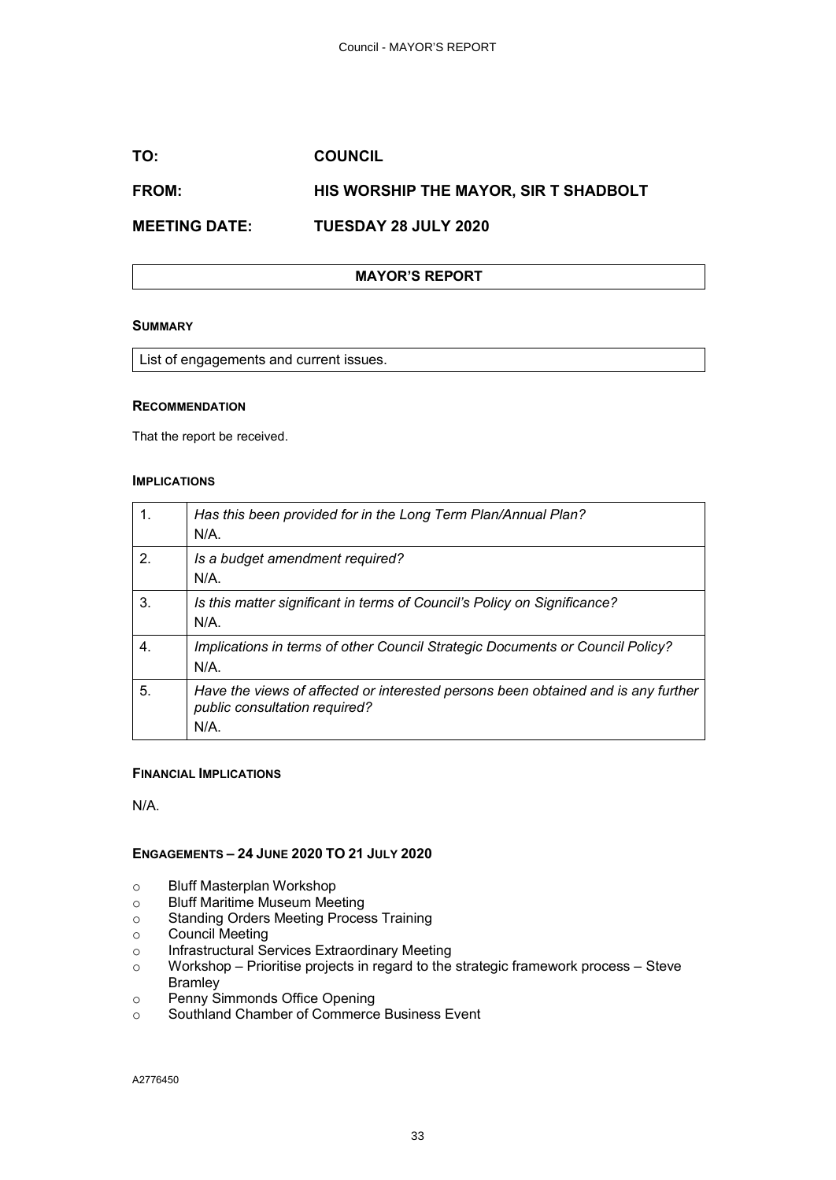**TO:** **COUNCIL**

**FROM:** **HIS WORSHIP THE MAYOR, SIR T SHADBOLT**

**MEETING DATE:** **TUESDAY 28 JULY 2020**

## MAYOR'S REPORT

### SUMMARY

List of engagements and current issues.

### RECOMMENDATION

That the report be received.

### IMPLICATIONS

| | |
|---|---|
| 1. | *Has this been provided for in the Long Term Plan/Annual Plan?*<br>N/A. |
| 2. | *Is a budget amendment required?*<br>N/A. |
| 3. | *Is this matter significant in terms of Council's Policy on Significance?*<br>N/A. |
| 4. | *Implications in terms of other Council Strategic Documents or Council Policy?*<br>N/A. |
| 5. | *Have the views of affected or interested persons been obtained and is any further public consultation required?*<br>N/A. |

### FINANCIAL IMPLICATIONS

N/A.

### ENGAGEMENTS – 24 JUNE 2020 TO 21 JULY 2020

- Bluff Masterplan Workshop
- Bluff Maritime Museum Meeting
- Standing Orders Meeting Process Training
- Council Meeting
- Infrastructural Services Extraordinary Meeting
- Workshop – Prioritise projects in regard to the strategic framework process – Steve Bramley
- Penny Simmonds Office Opening
- Southland Chamber of Commerce Business Event

A2776450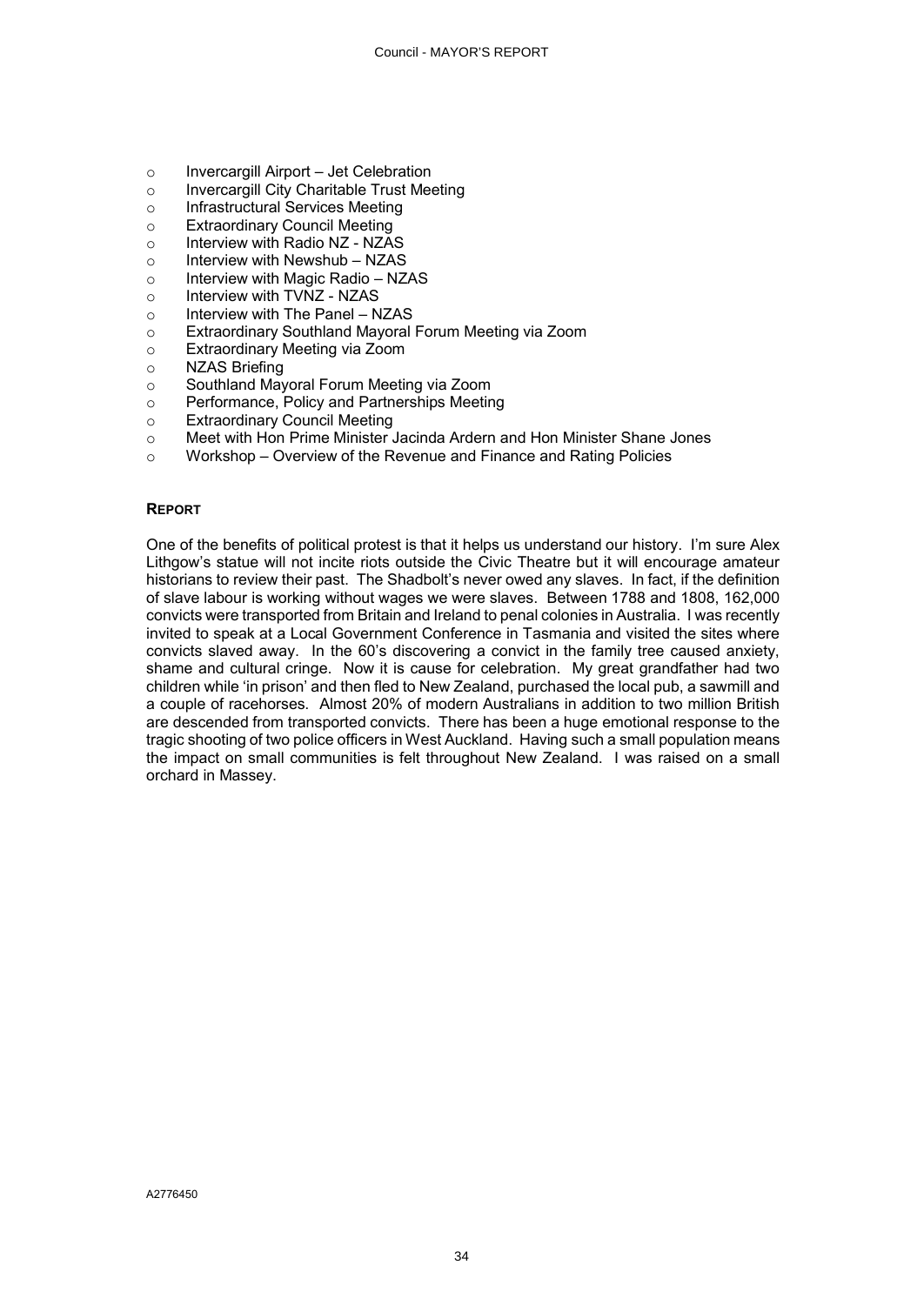- Invercargill Airport – Jet Celebration
- Invercargill City Charitable Trust Meeting
- Infrastructural Services Meeting
- Extraordinary Council Meeting
- Interview with Radio NZ - NZAS
- Interview with Newshub – NZAS
- Interview with Magic Radio – NZAS
- Interview with TVNZ - NZAS
- Interview with The Panel – NZAS
- Extraordinary Southland Mayoral Forum Meeting via Zoom
- Extraordinary Meeting via Zoom
- NZAS Briefing
- Southland Mayoral Forum Meeting via Zoom
- Performance, Policy and Partnerships Meeting
- Extraordinary Council Meeting
- Meet with Hon Prime Minister Jacinda Ardern and Hon Minister Shane Jones
- Workshop – Overview of the Revenue and Finance and Rating Policies

**REPORT**

One of the benefits of political protest is that it helps us understand our history. I'm sure Alex Lithgow's statue will not incite riots outside the Civic Theatre but it will encourage amateur historians to review their past. The Shadbolt's never owed any slaves. In fact, if the definition of slave labour is working without wages we were slaves. Between 1788 and 1808, 162,000 convicts were transported from Britain and Ireland to penal colonies in Australia. I was recently invited to speak at a Local Government Conference in Tasmania and visited the sites where convicts slaved away. In the 60's discovering a convict in the family tree caused anxiety, shame and cultural cringe. Now it is cause for celebration. My great grandfather had two children while 'in prison' and then fled to New Zealand, purchased the local pub, a sawmill and a couple of racehorses. Almost 20% of modern Australians in addition to two million British are descended from transported convicts. There has been a huge emotional response to the tragic shooting of two police officers in West Auckland. Having such a small population means the impact on small communities is felt throughout New Zealand. I was raised on a small orchard in Massey.

A2776450